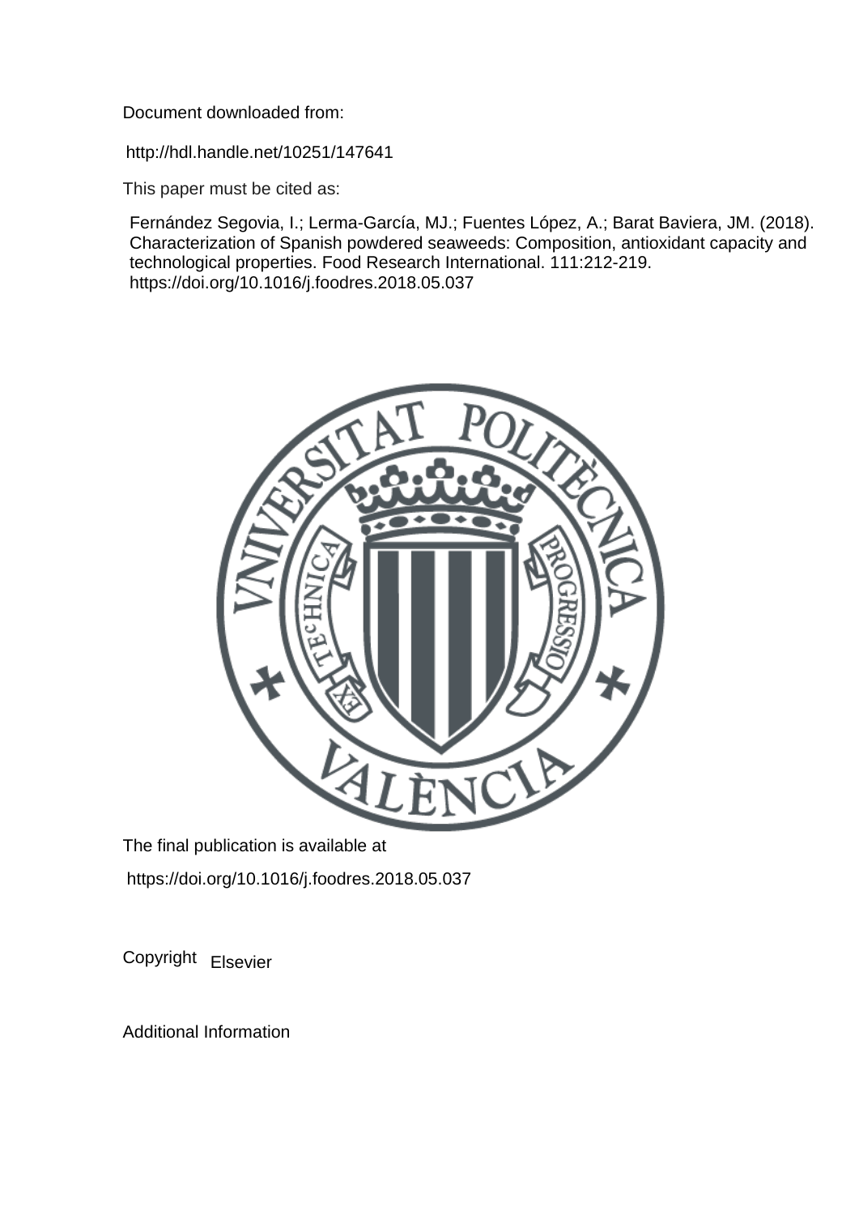Document downloaded from:

http://hdl.handle.net/10251/147641

This paper must be cited as:

Fernández Segovia, I.; Lerma-García, MJ.; Fuentes López, A.; Barat Baviera, JM. (2018). Characterization of Spanish powdered seaweeds: Composition, antioxidant capacity and technological properties. Food Research International. 111:212-219. https://doi.org/10.1016/j.foodres.2018.05.037

The final publication is available at

https://doi.org/10.1016/j.foodres.2018.05.037

Copyright Elsevier

Additional Information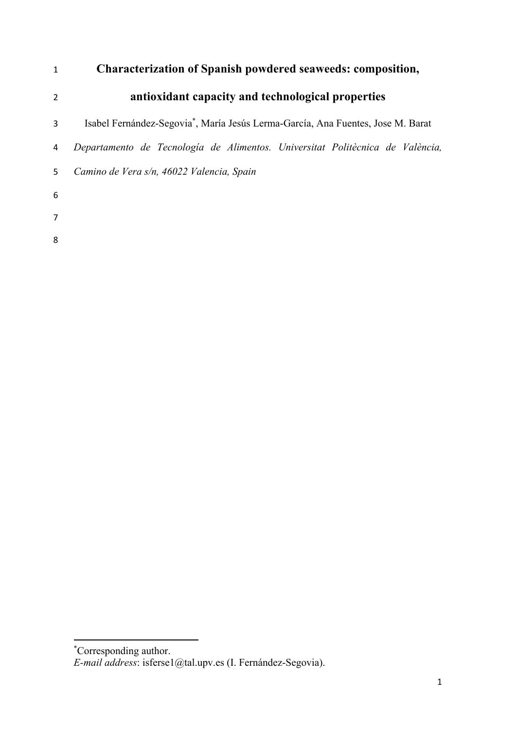# Characterization of Spanish powdered seaweeds: composition, antioxidant capacity and technological properties

Isabel Fernández-Segovia[*], María Jesús Lerma-García, Ana Fuentes, Jose M. Barat

*Departamento de Tecnología de Alimentos. Universitat Politècnica de València, Camino de Vera s/n, 46022 Valencia, Spain*

---

[*]Corresponding author.
*E-mail address*: isferse1@tal.upv.es (I. Fernández-Segovia).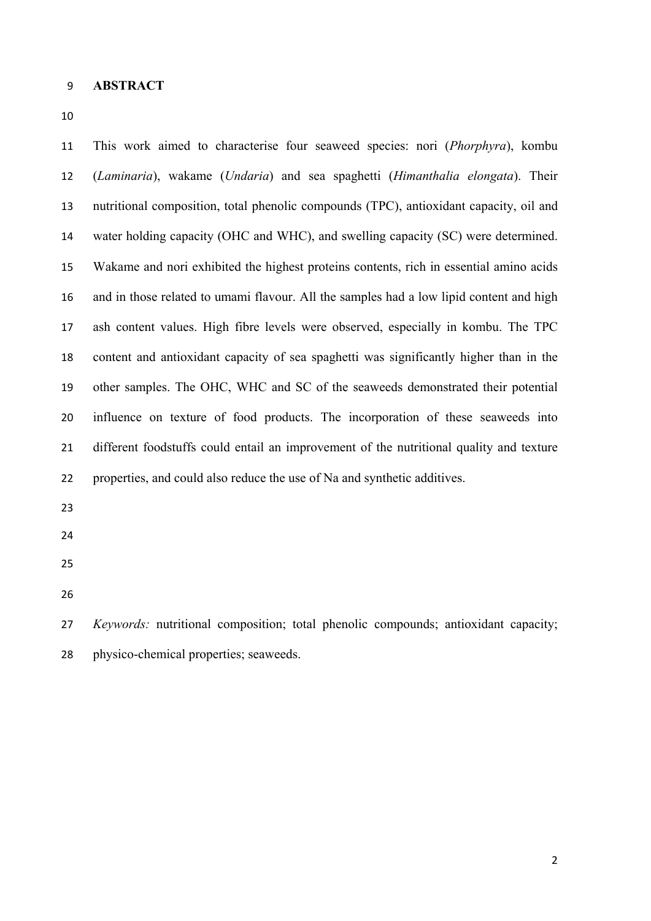# ABSTRACT

This work aimed to characterise four seaweed species: nori (*Phorphyra*), kombu (*Laminaria*), wakame (*Undaria*) and sea spaghetti (*Himanthalia elongata*). Their nutritional composition, total phenolic compounds (TPC), antioxidant capacity, oil and water holding capacity (OHC and WHC), and swelling capacity (SC) were determined. Wakame and nori exhibited the highest proteins contents, rich in essential amino acids and in those related to umami flavour. All the samples had a low lipid content and high ash content values. High fibre levels were observed, especially in kombu. The TPC content and antioxidant capacity of sea spaghetti was significantly higher than in the other samples. The OHC, WHC and SC of the seaweeds demonstrated their potential influence on texture of food products. The incorporation of these seaweeds into different foodstuffs could entail an improvement of the nutritional quality and texture properties, and could also reduce the use of Na and synthetic additives.

*Keywords:* nutritional composition; total phenolic compounds; antioxidant capacity; physico-chemical properties; seaweeds.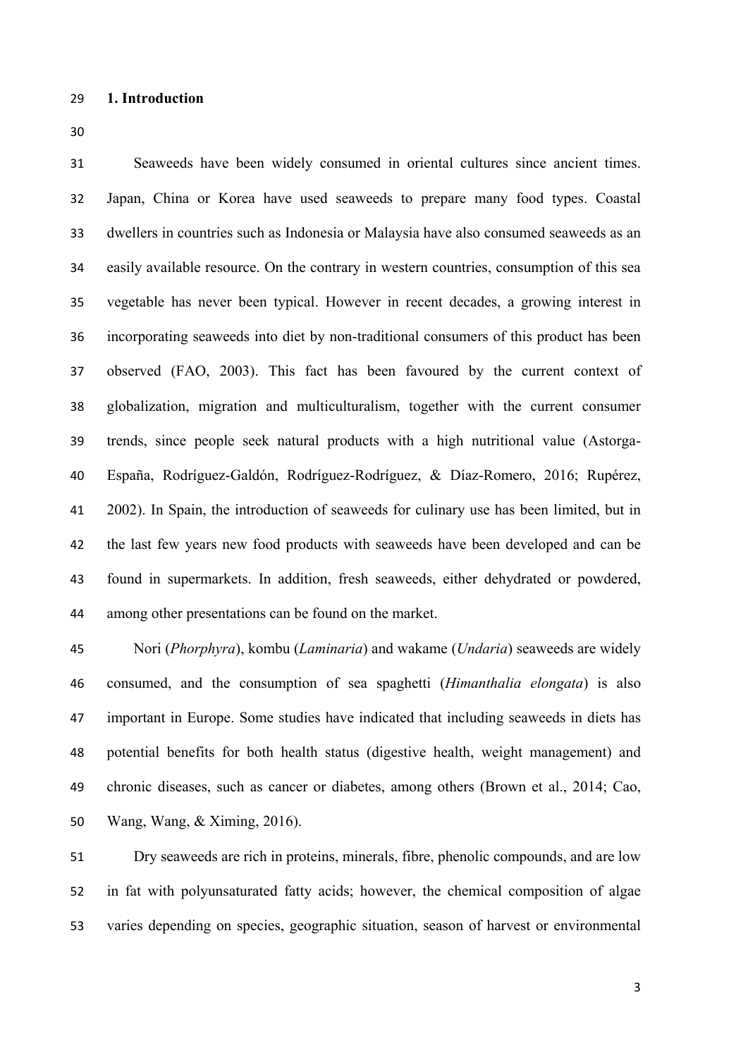# 1. Introduction

Seaweeds have been widely consumed in oriental cultures since ancient times. Japan, China or Korea have used seaweeds to prepare many food types. Coastal dwellers in countries such as Indonesia or Malaysia have also consumed seaweeds as an easily available resource. On the contrary in western countries, consumption of this sea vegetable has never been typical. However in recent decades, a growing interest in incorporating seaweeds into diet by non-traditional consumers of this product has been observed (FAO, 2003). This fact has been favoured by the current context of globalization, migration and multiculturalism, together with the current consumer trends, since people seek natural products with a high nutritional value (Astorga-España, Rodríguez-Galdón, Rodríguez-Rodríguez, & Díaz-Romero, 2016; Rupérez, 2002). In Spain, the introduction of seaweeds for culinary use has been limited, but in the last few years new food products with seaweeds have been developed and can be found in supermarkets. In addition, fresh seaweeds, either dehydrated or powdered, among other presentations can be found on the market.

Nori (*Phorphyra*), kombu (*Laminaria*) and wakame (*Undaria*) seaweeds are widely consumed, and the consumption of sea spaghetti (*Himanthalia elongata*) is also important in Europe. Some studies have indicated that including seaweeds in diets has potential benefits for both health status (digestive health, weight management) and chronic diseases, such as cancer or diabetes, among others (Brown et al., 2014; Cao, Wang, Wang, & Ximing, 2016).

Dry seaweeds are rich in proteins, minerals, fibre, phenolic compounds, and are low in fat with polyunsaturated fatty acids; however, the chemical composition of algae varies depending on species, geographic situation, season of harvest or environmental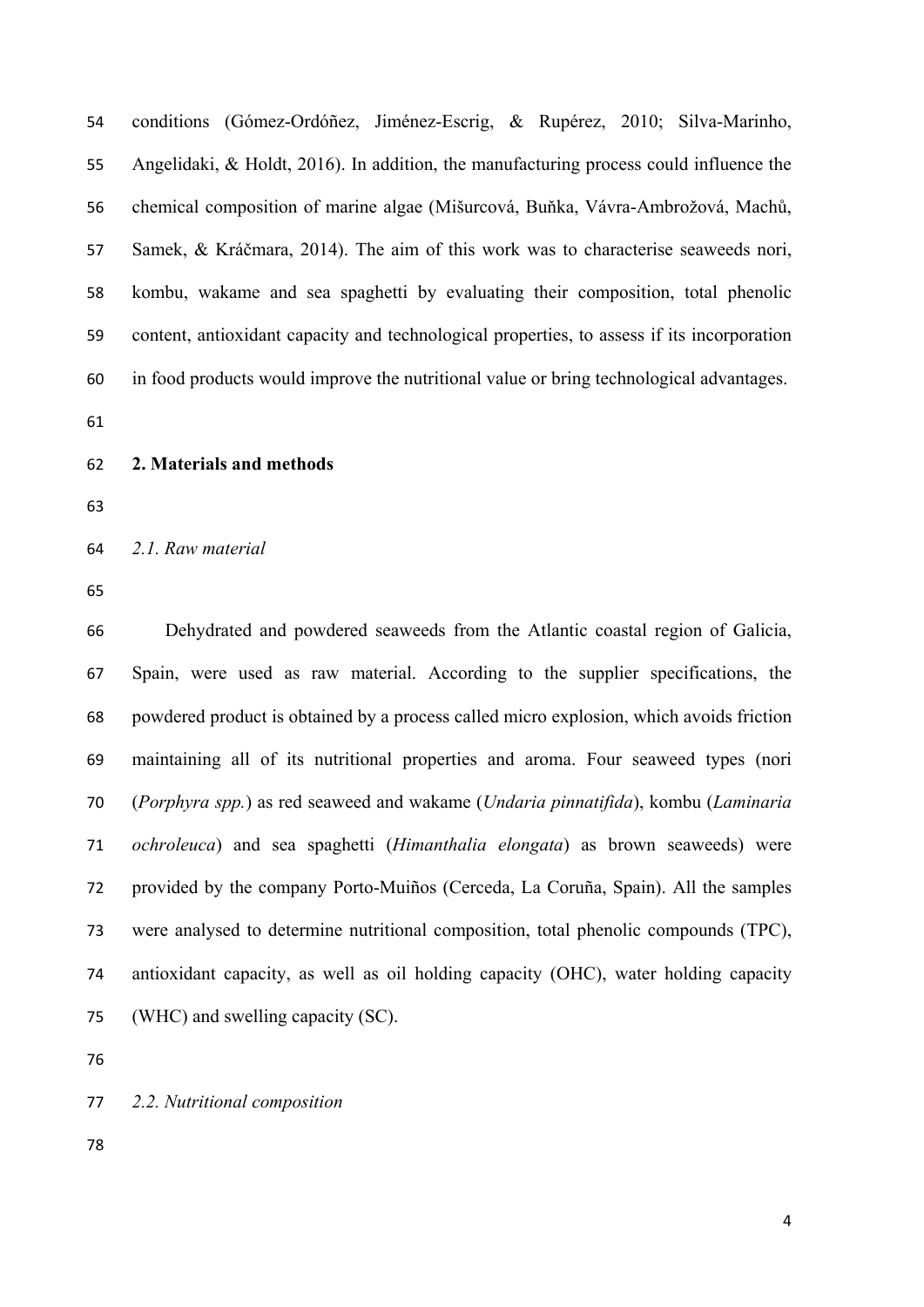conditions (Gómez-Ordóñez, Jiménez-Escrig, & Rupérez, 2010; Silva-Marinho, Angelidaki, & Holdt, 2016). In addition, the manufacturing process could influence the chemical composition of marine algae (Mišurcová, Buňka, Vávra-Ambrožová, Machů, Samek, & Kráčmara, 2014). The aim of this work was to characterise seaweeds nori, kombu, wakame and sea spaghetti by evaluating their composition, total phenolic content, antioxidant capacity and technological properties, to assess if its incorporation in food products would improve the nutritional value or bring technological advantages.

## 2. Materials and methods

### *2.1. Raw material*

Dehydrated and powdered seaweeds from the Atlantic coastal region of Galicia, Spain, were used as raw material. According to the supplier specifications, the powdered product is obtained by a process called micro explosion, which avoids friction maintaining all of its nutritional properties and aroma. Four seaweed types (nori (*Porphyra spp.*) as red seaweed and wakame (*Undaria pinnatifida*), kombu (*Laminaria ochroleuca*) and sea spaghetti (*Himanthalia elongata*) as brown seaweeds) were provided by the company Porto-Muiños (Cerceda, La Coruña, Spain). All the samples were analysed to determine nutritional composition, total phenolic compounds (TPC), antioxidant capacity, as well as oil holding capacity (OHC), water holding capacity (WHC) and swelling capacity (SC).

### *2.2. Nutritional composition*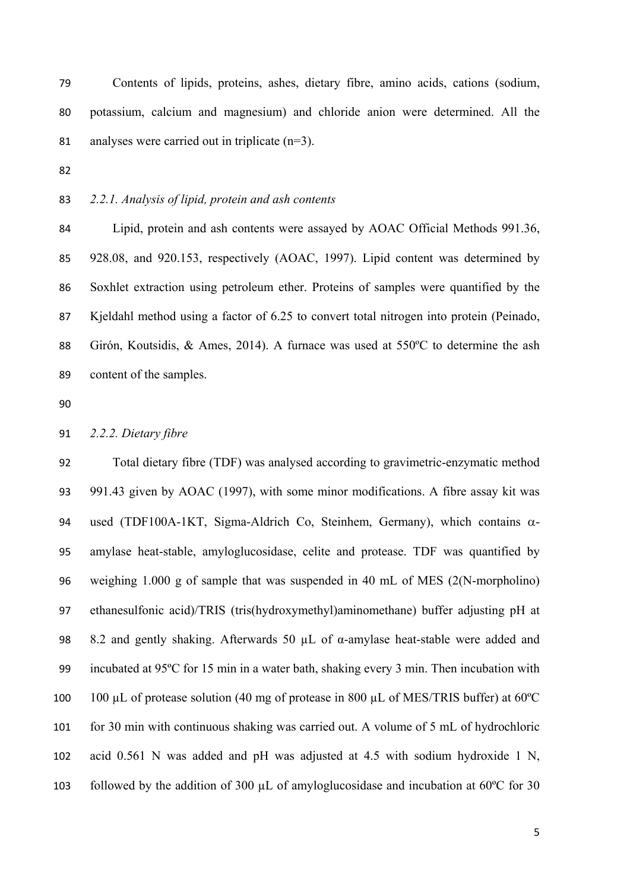Contents of lipids, proteins, ashes, dietary fibre, amino acids, cations (sodium, potassium, calcium and magnesium) and chloride anion were determined. All the analyses were carried out in triplicate (n=3).

### *2.2.1. Analysis of lipid, protein and ash contents*

Lipid, protein and ash contents were assayed by AOAC Official Methods 991.36, 928.08, and 920.153, respectively (AOAC, 1997). Lipid content was determined by Soxhlet extraction using petroleum ether. Proteins of samples were quantified by the Kjeldahl method using a factor of 6.25 to convert total nitrogen into protein (Peinado, Girón, Koutsidis, & Ames, 2014). A furnace was used at 550ºC to determine the ash content of the samples.

### *2.2.2. Dietary fibre*

Total dietary fibre (TDF) was analysed according to gravimetric-enzymatic method 991.43 given by AOAC (1997), with some minor modifications. A fibre assay kit was used (TDF100A-1KT, Sigma-Aldrich Co, Steinhem, Germany), which contains $\alpha$-amylase heat-stable, amyloglucosidase, celite and protease. TDF was quantified by weighing 1.000 g of sample that was suspended in 40 mL of MES (2(N-morpholino) ethanesulfonic acid)/TRIS (tris(hydroxymethyl)aminomethane) buffer adjusting pH at 8.2 and gently shaking. Afterwards 50 µL of α-amylase heat-stable were added and incubated at 95ºC for 15 min in a water bath, shaking every 3 min. Then incubation with 100 µL of protease solution (40 mg of protease in 800 µL of MES/TRIS buffer) at 60ºC for 30 min with continuous shaking was carried out. A volume of 5 mL of hydrochloric acid 0.561 N was added and pH was adjusted at 4.5 with sodium hydroxide 1 N, followed by the addition of 300 µL of amyloglucosidase and incubation at 60ºC for 30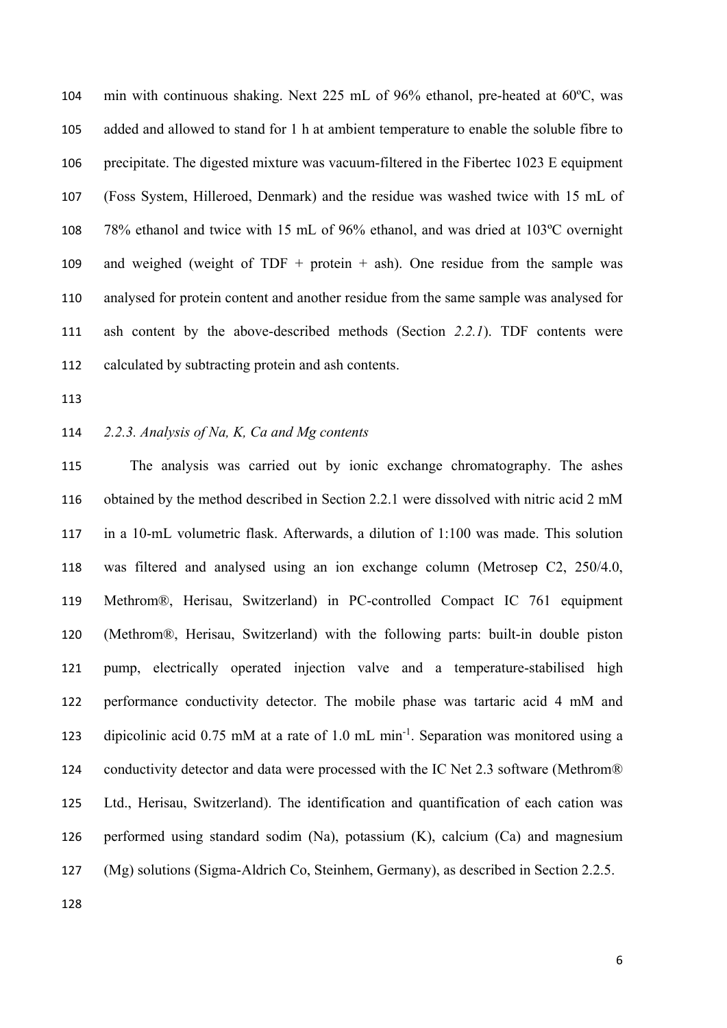min with continuous shaking. Next 225 mL of 96% ethanol, pre-heated at 60ºC, was added and allowed to stand for 1 h at ambient temperature to enable the soluble fibre to precipitate. The digested mixture was vacuum-filtered in the Fibertec 1023 E equipment (Foss System, Hilleroed, Denmark) and the residue was washed twice with 15 mL of 78% ethanol and twice with 15 mL of 96% ethanol, and was dried at 103ºC overnight and weighed (weight of TDF + protein + ash). One residue from the sample was analysed for protein content and another residue from the same sample was analysed for ash content by the above-described methods (Section *2.2.1*). TDF contents were calculated by subtracting protein and ash contents.

### *2.2.3. Analysis of Na, K, Ca and Mg contents*

The analysis was carried out by ionic exchange chromatography. The ashes obtained by the method described in Section 2.2.1 were dissolved with nitric acid 2 mM in a 10-mL volumetric flask. Afterwards, a dilution of 1:100 was made. This solution was filtered and analysed using an ion exchange column (Metrosep C2, 250/4.0, Methrom®, Herisau, Switzerland) in PC-controlled Compact IC 761 equipment (Methrom®, Herisau, Switzerland) with the following parts: built-in double piston pump, electrically operated injection valve and a temperature-stabilised high performance conductivity detector. The mobile phase was tartaric acid 4 mM and dipicolinic acid 0.75 mM at a rate of 1.0 mL min$^{-1}$. Separation was monitored using a conductivity detector and data were processed with the IC Net 2.3 software (Methrom® Ltd., Herisau, Switzerland). The identification and quantification of each cation was performed using standard sodim (Na), potassium (K), calcium (Ca) and magnesium (Mg) solutions (Sigma-Aldrich Co, Steinhem, Germany), as described in Section 2.2.5.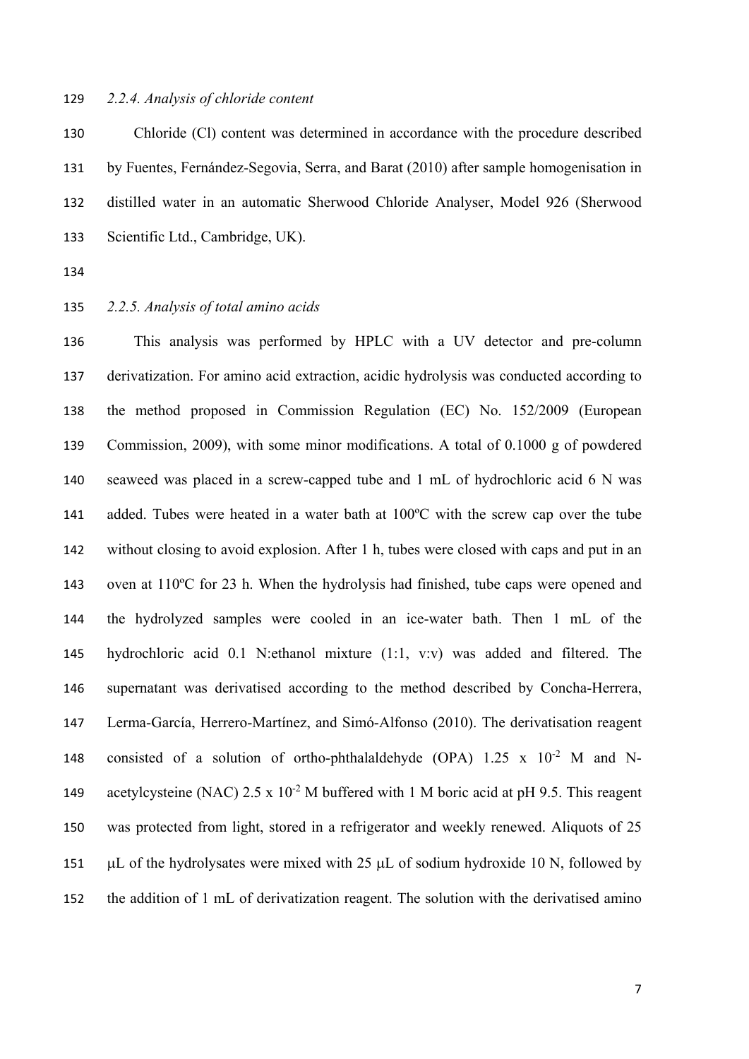### *2.2.4. Analysis of chloride content*

Chloride (Cl) content was determined in accordance with the procedure described by Fuentes, Fernández-Segovia, Serra, and Barat (2010) after sample homogenisation in distilled water in an automatic Sherwood Chloride Analyser, Model 926 (Sherwood Scientific Ltd., Cambridge, UK).

### *2.2.5. Analysis of total amino acids*

This analysis was performed by HPLC with a UV detector and pre-column derivatization. For amino acid extraction, acidic hydrolysis was conducted according to the method proposed in Commission Regulation (EC) No. 152/2009 (European Commission, 2009), with some minor modifications. A total of 0.1000 g of powdered seaweed was placed in a screw-capped tube and 1 mL of hydrochloric acid 6 N was added. Tubes were heated in a water bath at 100ºC with the screw cap over the tube without closing to avoid explosion. After 1 h, tubes were closed with caps and put in an oven at 110ºC for 23 h. When the hydrolysis had finished, tube caps were opened and the hydrolyzed samples were cooled in an ice-water bath. Then 1 mL of the hydrochloric acid 0.1 N:ethanol mixture (1:1, v:v) was added and filtered. The supernatant was derivatised according to the method described by Concha-Herrera, Lerma-García, Herrero-Martínez, and Simó-Alfonso (2010). The derivatisation reagent consisted of a solution of ortho-phthalaldehyde (OPA) $1.25 \times 10^{-2}$ M and N-acetylcysteine (NAC) $2.5 \times 10^{-2}$ M buffered with 1 M boric acid at pH 9.5. This reagent was protected from light, stored in a refrigerator and weekly renewed. Aliquots of 25 μL of the hydrolysates were mixed with 25 μL of sodium hydroxide 10 N, followed by the addition of 1 mL of derivatization reagent. The solution with the derivatised amino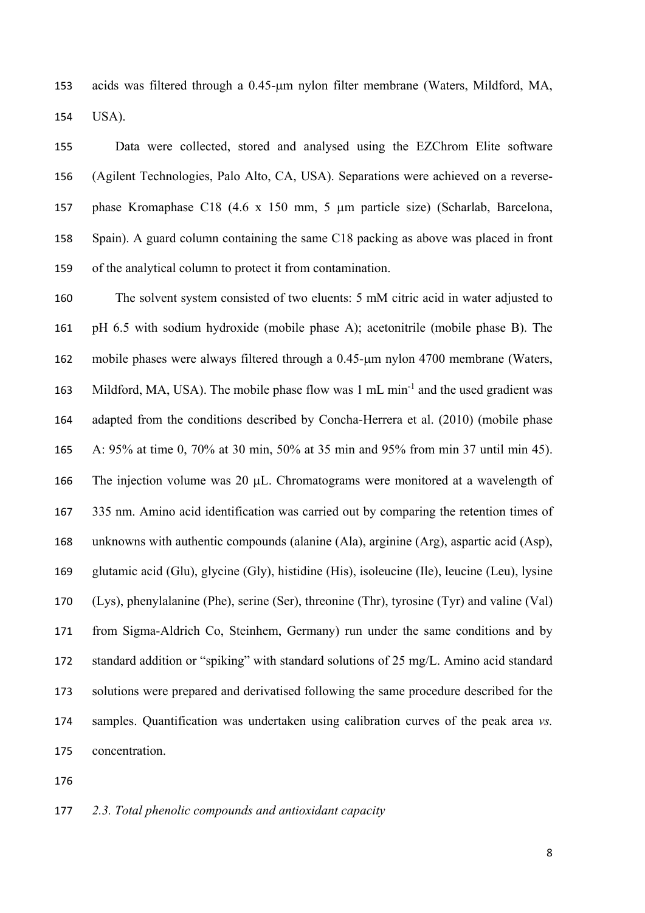acids was filtered through a 0.45-μm nylon filter membrane (Waters, Mildford, MA, USA).

Data were collected, stored and analysed using the EZChrom Elite software (Agilent Technologies, Palo Alto, CA, USA). Separations were achieved on a reverse-phase Kromaphase C18 (4.6 x 150 mm, 5 μm particle size) (Scharlab, Barcelona, Spain). A guard column containing the same C18 packing as above was placed in front of the analytical column to protect it from contamination.

The solvent system consisted of two eluents: 5 mM citric acid in water adjusted to pH 6.5 with sodium hydroxide (mobile phase A); acetonitrile (mobile phase B). The mobile phases were always filtered through a 0.45-μm nylon 4700 membrane (Waters, Mildford, MA, USA). The mobile phase flow was 1 mL $min^{-1}$ and the used gradient was adapted from the conditions described by Concha-Herrera et al. (2010) (mobile phase A: 95% at time 0, 70% at 30 min, 50% at 35 min and 95% from min 37 until min 45). The injection volume was 20 μL. Chromatograms were monitored at a wavelength of 335 nm. Amino acid identification was carried out by comparing the retention times of unknowns with authentic compounds (alanine (Ala), arginine (Arg), aspartic acid (Asp), glutamic acid (Glu), glycine (Gly), histidine (His), isoleucine (Ile), leucine (Leu), lysine (Lys), phenylalanine (Phe), serine (Ser), threonine (Thr), tyrosine (Tyr) and valine (Val) from Sigma-Aldrich Co, Steinhem, Germany) run under the same conditions and by standard addition or "spiking" with standard solutions of 25 mg/L. Amino acid standard solutions were prepared and derivatised following the same procedure described for the samples. Quantification was undertaken using calibration curves of the peak area *vs.* concentration.

*2.3. Total phenolic compounds and antioxidant capacity*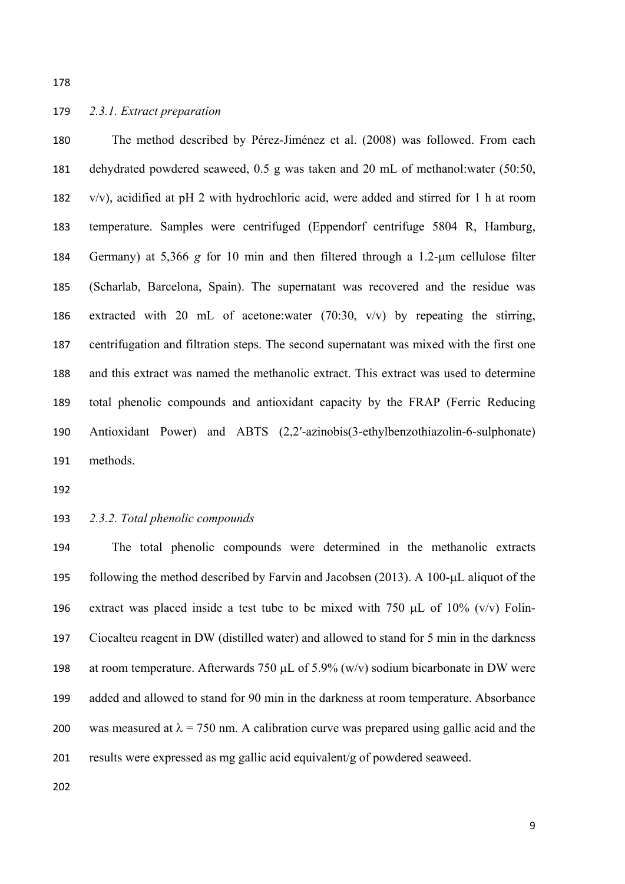### *2.3.1. Extract preparation*

The method described by Pérez-Jiménez et al. (2008) was followed. From each dehydrated powdered seaweed, 0.5 g was taken and 20 mL of methanol:water (50:50, v/v), acidified at pH 2 with hydrochloric acid, were added and stirred for 1 h at room temperature. Samples were centrifuged (Eppendorf centrifuge 5804 R, Hamburg, Germany) at 5,366 *g* for 10 min and then filtered through a 1.2-μm cellulose filter (Scharlab, Barcelona, Spain). The supernatant was recovered and the residue was extracted with 20 mL of acetone:water (70:30, v/v) by repeating the stirring, centrifugation and filtration steps. The second supernatant was mixed with the first one and this extract was named the methanolic extract. This extract was used to determine total phenolic compounds and antioxidant capacity by the FRAP (Ferric Reducing Antioxidant Power) and ABTS (2,2′-azinobis(3-ethylbenzothiazolin-6-sulphonate) methods.

### *2.3.2. Total phenolic compounds*

The total phenolic compounds were determined in the methanolic extracts following the method described by Farvin and Jacobsen (2013). A 100-μL aliquot of the extract was placed inside a test tube to be mixed with 750 μL of 10% (v/v) Folin-Ciocalteu reagent in DW (distilled water) and allowed to stand for 5 min in the darkness at room temperature. Afterwards 750 μL of 5.9% (w/v) sodium bicarbonate in DW were added and allowed to stand for 90 min in the darkness at room temperature. Absorbance was measured at $\lambda$ = 750 nm. A calibration curve was prepared using gallic acid and the results were expressed as mg gallic acid equivalent/g of powdered seaweed.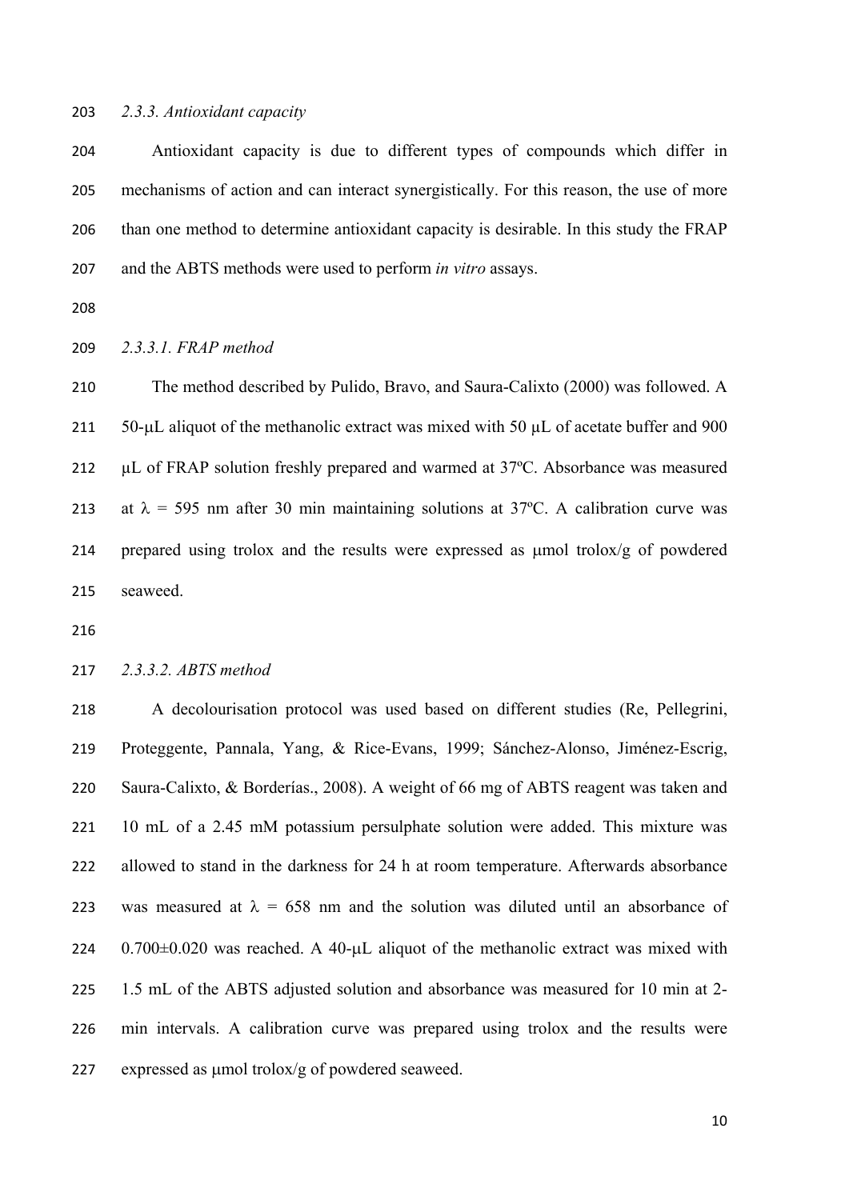#### *2.3.3. Antioxidant capacity*

Antioxidant capacity is due to different types of compounds which differ in mechanisms of action and can interact synergistically. For this reason, the use of more than one method to determine antioxidant capacity is desirable. In this study the FRAP and the ABTS methods were used to perform *in vitro* assays.

##### *2.3.3.1. FRAP method*

The method described by Pulido, Bravo, and Saura-Calixto (2000) was followed. A 50-μL aliquot of the methanolic extract was mixed with 50 μL of acetate buffer and 900 μL of FRAP solution freshly prepared and warmed at 37ºC. Absorbance was measured at $\lambda$ = 595 nm after 30 min maintaining solutions at 37ºC. A calibration curve was prepared using trolox and the results were expressed as μmol trolox/g of powdered seaweed.

##### *2.3.3.2. ABTS method*

A decolourisation protocol was used based on different studies (Re, Pellegrini, Proteggente, Pannala, Yang, & Rice-Evans, 1999; Sánchez-Alonso, Jiménez-Escrig, Saura-Calixto, & Borderías., 2008). A weight of 66 mg of ABTS reagent was taken and 10 mL of a 2.45 mM potassium persulphate solution were added. This mixture was allowed to stand in the darkness for 24 h at room temperature. Afterwards absorbance was measured at $\lambda$ = 658 nm and the solution was diluted until an absorbance of 0.700±0.020 was reached. A 40-μL aliquot of the methanolic extract was mixed with 1.5 mL of the ABTS adjusted solution and absorbance was measured for 10 min at 2-min intervals. A calibration curve was prepared using trolox and the results were expressed as μmol trolox/g of powdered seaweed.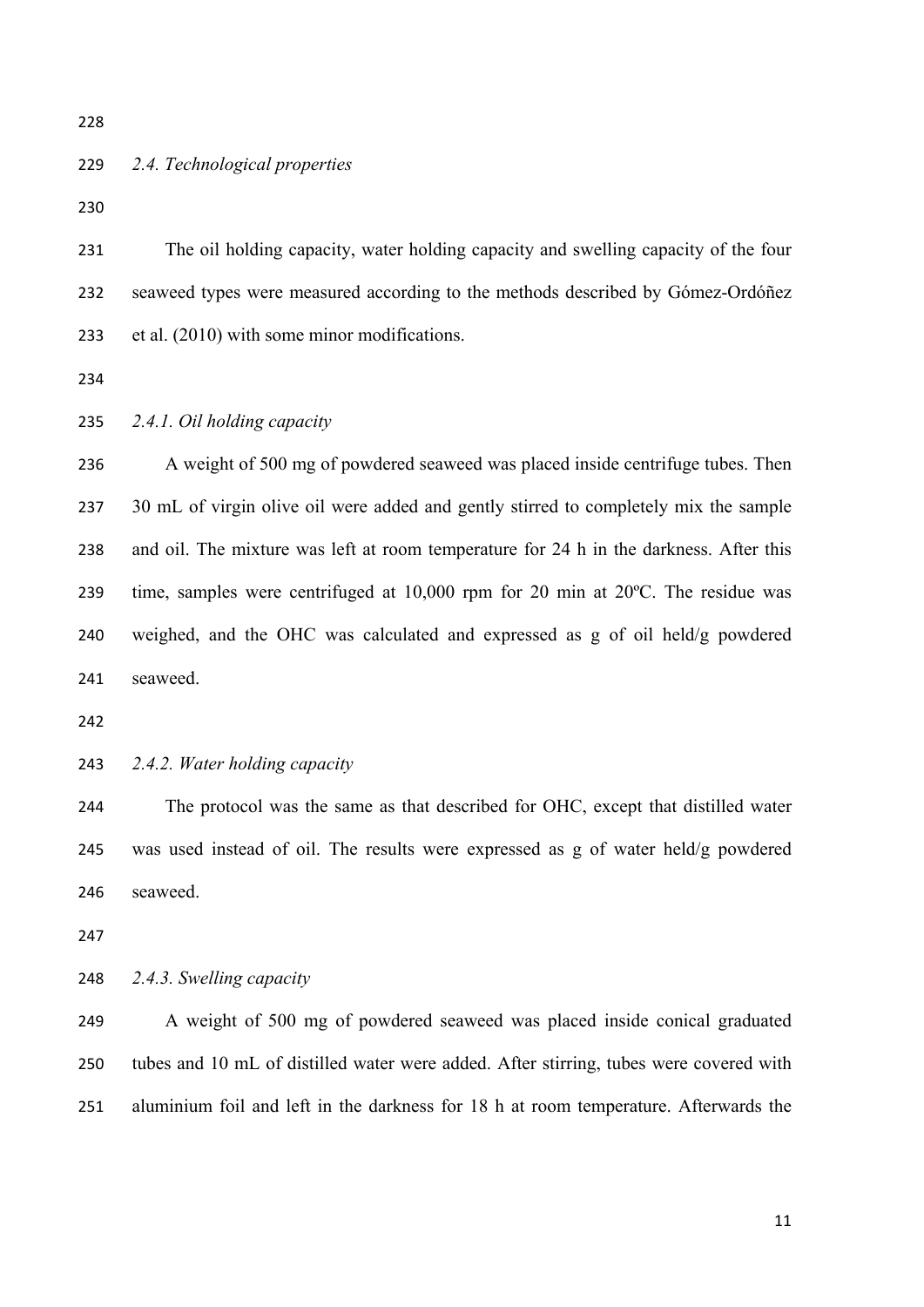*2.4. Technological properties*

The oil holding capacity, water holding capacity and swelling capacity of the four seaweed types were measured according to the methods described by Gómez-Ordóñez et al. (2010) with some minor modifications.

*2.4.1. Oil holding capacity*

A weight of 500 mg of powdered seaweed was placed inside centrifuge tubes. Then 30 mL of virgin olive oil were added and gently stirred to completely mix the sample and oil. The mixture was left at room temperature for 24 h in the darkness. After this time, samples were centrifuged at 10,000 rpm for 20 min at 20ºC. The residue was weighed, and the OHC was calculated and expressed as g of oil held/g powdered seaweed.

*2.4.2. Water holding capacity*

The protocol was the same as that described for OHC, except that distilled water was used instead of oil. The results were expressed as g of water held/g powdered seaweed.

*2.4.3. Swelling capacity*

A weight of 500 mg of powdered seaweed was placed inside conical graduated tubes and 10 mL of distilled water were added. After stirring, tubes were covered with aluminium foil and left in the darkness for 18 h at room temperature. Afterwards the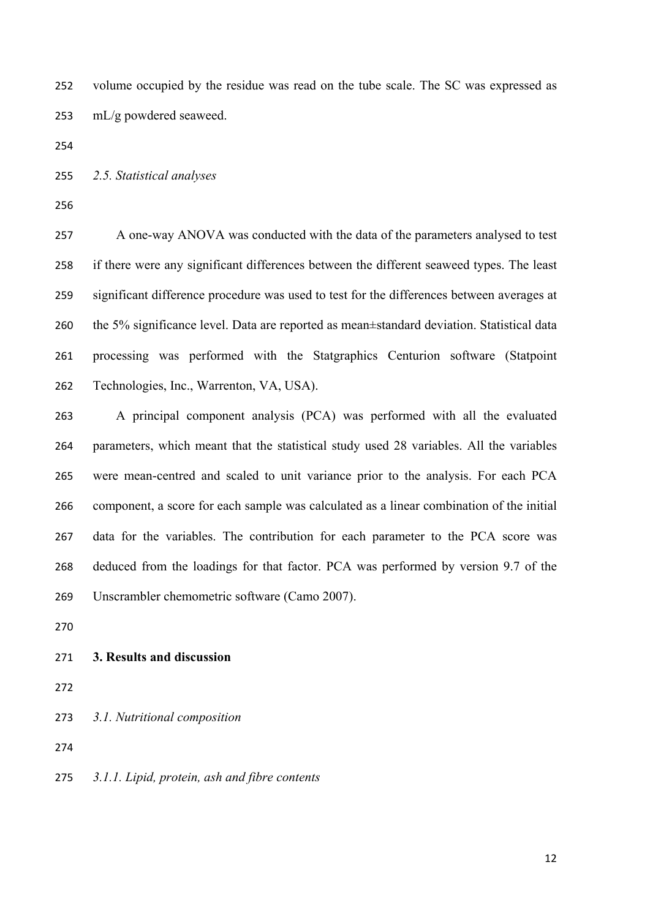volume occupied by the residue was read on the tube scale. The SC was expressed as mL/g powdered seaweed.

### *2.5. Statistical analyses*

A one-way ANOVA was conducted with the data of the parameters analysed to test if there were any significant differences between the different seaweed types. The least significant difference procedure was used to test for the differences between averages at the 5% significance level. Data are reported as mean±standard deviation. Statistical data processing was performed with the Statgraphics Centurion software (Statpoint Technologies, Inc., Warrenton, VA, USA).

A principal component analysis (PCA) was performed with all the evaluated parameters, which meant that the statistical study used 28 variables. All the variables were mean-centred and scaled to unit variance prior to the analysis. For each PCA component, a score for each sample was calculated as a linear combination of the initial data for the variables. The contribution for each parameter to the PCA score was deduced from the loadings for that factor. PCA was performed by version 9.7 of the Unscrambler chemometric software (Camo 2007).

## **3. Results and discussion**

### *3.1. Nutritional composition*

#### *3.1.1. Lipid, protein, ash and fibre contents*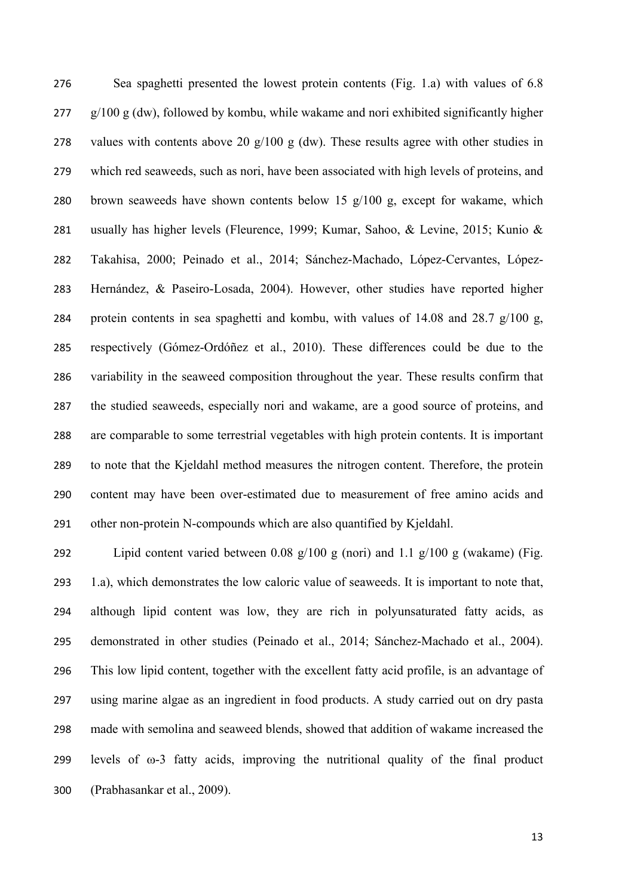Sea spaghetti presented the lowest protein contents (Fig. 1.a) with values of 6.8 g/100 g (dw), followed by kombu, while wakame and nori exhibited significantly higher values with contents above 20 g/100 g (dw). These results agree with other studies in which red seaweeds, such as nori, have been associated with high levels of proteins, and brown seaweeds have shown contents below 15 g/100 g, except for wakame, which usually has higher levels (Fleurence, 1999; Kumar, Sahoo, & Levine, 2015; Kunio & Takahisa, 2000; Peinado et al., 2014; Sánchez-Machado, López-Cervantes, López-Hernández, & Paseiro-Losada, 2004). However, other studies have reported higher protein contents in sea spaghetti and kombu, with values of 14.08 and 28.7 g/100 g, respectively (Gómez-Ordóñez et al., 2010). These differences could be due to the variability in the seaweed composition throughout the year. These results confirm that the studied seaweeds, especially nori and wakame, are a good source of proteins, and are comparable to some terrestrial vegetables with high protein contents. It is important to note that the Kjeldahl method measures the nitrogen content. Therefore, the protein content may have been over-estimated due to measurement of free amino acids and other non-protein N-compounds which are also quantified by Kjeldahl.

Lipid content varied between 0.08 g/100 g (nori) and 1.1 g/100 g (wakame) (Fig. 1.a), which demonstrates the low caloric value of seaweeds. It is important to note that, although lipid content was low, they are rich in polyunsaturated fatty acids, as demonstrated in other studies (Peinado et al., 2014; Sánchez-Machado et al., 2004). This low lipid content, together with the excellent fatty acid profile, is an advantage of using marine algae as an ingredient in food products. A study carried out on dry pasta made with semolina and seaweed blends, showed that addition of wakame increased the levels of ω-3 fatty acids, improving the nutritional quality of the final product (Prabhasankar et al., 2009).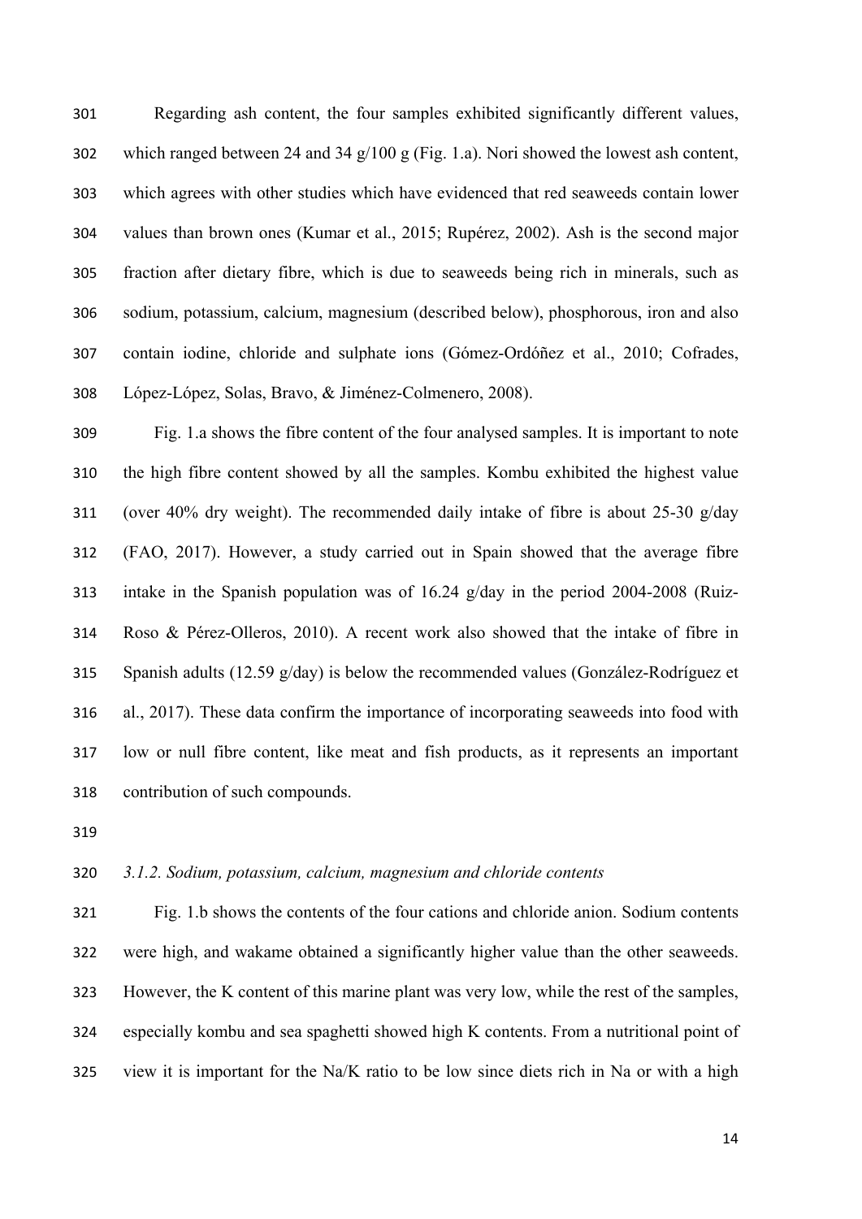Regarding ash content, the four samples exhibited significantly different values, which ranged between 24 and 34 g/100 g (Fig. 1.a). Nori showed the lowest ash content, which agrees with other studies which have evidenced that red seaweeds contain lower values than brown ones (Kumar et al., 2015; Rupérez, 2002). Ash is the second major fraction after dietary fibre, which is due to seaweeds being rich in minerals, such as sodium, potassium, calcium, magnesium (described below), phosphorous, iron and also contain iodine, chloride and sulphate ions (Gómez-Ordóñez et al., 2010; Cofrades, López-López, Solas, Bravo, & Jiménez-Colmenero, 2008).

Fig. 1.a shows the fibre content of the four analysed samples. It is important to note the high fibre content showed by all the samples. Kombu exhibited the highest value (over 40% dry weight). The recommended daily intake of fibre is about 25-30 g/day (FAO, 2017). However, a study carried out in Spain showed that the average fibre intake in the Spanish population was of 16.24 g/day in the period 2004-2008 (Ruiz-Roso & Pérez-Olleros, 2010). A recent work also showed that the intake of fibre in Spanish adults (12.59 g/day) is below the recommended values (González-Rodríguez et al., 2017). These data confirm the importance of incorporating seaweeds into food with low or null fibre content, like meat and fish products, as it represents an important contribution of such compounds.

### *3.1.2. Sodium, potassium, calcium, magnesium and chloride contents*

Fig. 1.b shows the contents of the four cations and chloride anion. Sodium contents were high, and wakame obtained a significantly higher value than the other seaweeds. However, the K content of this marine plant was very low, while the rest of the samples, especially kombu and sea spaghetti showed high K contents. From a nutritional point of view it is important for the Na/K ratio to be low since diets rich in Na or with a high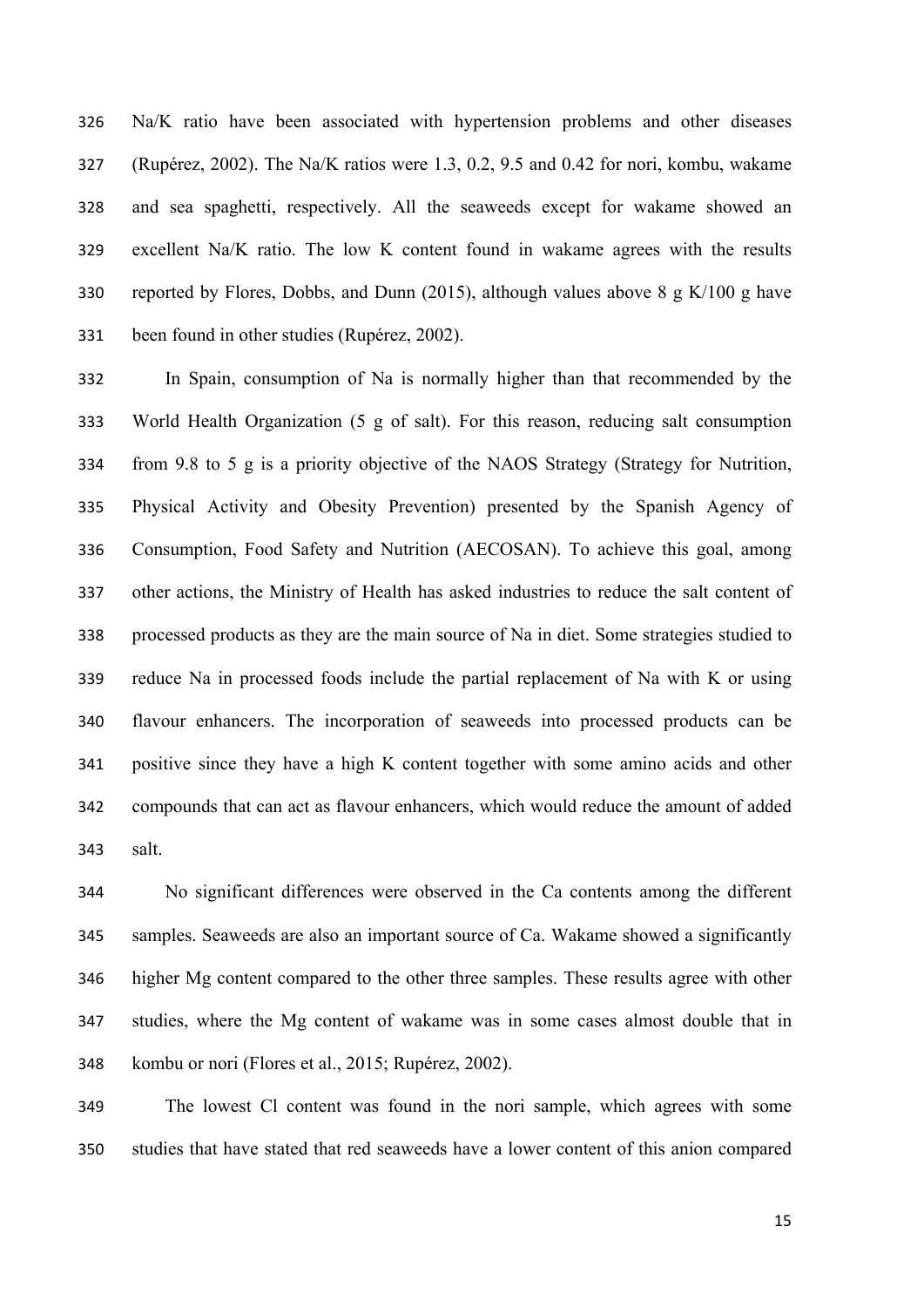Na/K ratio have been associated with hypertension problems and other diseases (Rupérez, 2002). The Na/K ratios were 1.3, 0.2, 9.5 and 0.42 for nori, kombu, wakame and sea spaghetti, respectively. All the seaweeds except for wakame showed an excellent Na/K ratio. The low K content found in wakame agrees with the results reported by Flores, Dobbs, and Dunn (2015), although values above 8 g K/100 g have been found in other studies (Rupérez, 2002).

In Spain, consumption of Na is normally higher than that recommended by the World Health Organization (5 g of salt). For this reason, reducing salt consumption from 9.8 to 5 g is a priority objective of the NAOS Strategy (Strategy for Nutrition, Physical Activity and Obesity Prevention) presented by the Spanish Agency of Consumption, Food Safety and Nutrition (AECOSAN). To achieve this goal, among other actions, the Ministry of Health has asked industries to reduce the salt content of processed products as they are the main source of Na in diet. Some strategies studied to reduce Na in processed foods include the partial replacement of Na with K or using flavour enhancers. The incorporation of seaweeds into processed products can be positive since they have a high K content together with some amino acids and other compounds that can act as flavour enhancers, which would reduce the amount of added salt.

No significant differences were observed in the Ca contents among the different samples. Seaweeds are also an important source of Ca. Wakame showed a significantly higher Mg content compared to the other three samples. These results agree with other studies, where the Mg content of wakame was in some cases almost double that in kombu or nori (Flores et al., 2015; Rupérez, 2002).

The lowest Cl content was found in the nori sample, which agrees with some studies that have stated that red seaweeds have a lower content of this anion compared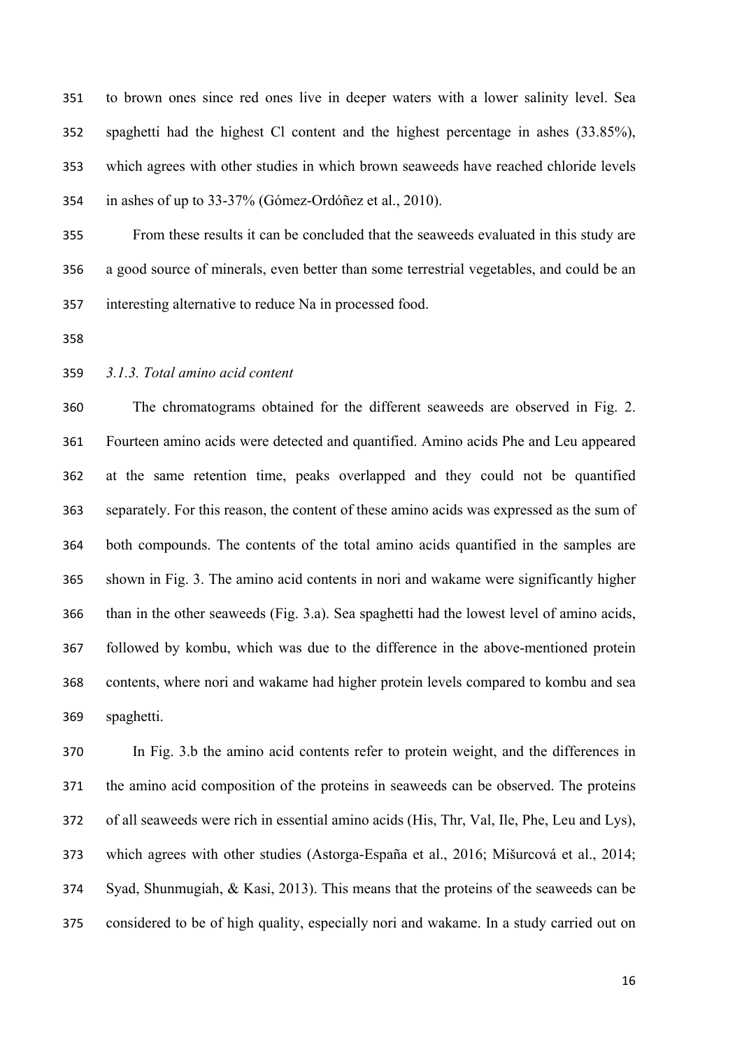to brown ones since red ones live in deeper waters with a lower salinity level. Sea spaghetti had the highest Cl content and the highest percentage in ashes (33.85%), which agrees with other studies in which brown seaweeds have reached chloride levels in ashes of up to 33-37% (Gómez-Ordóñez et al., 2010).

From these results it can be concluded that the seaweeds evaluated in this study are a good source of minerals, even better than some terrestrial vegetables, and could be an interesting alternative to reduce Na in processed food.

### *3.1.3. Total amino acid content*

The chromatograms obtained for the different seaweeds are observed in Fig. 2. Fourteen amino acids were detected and quantified. Amino acids Phe and Leu appeared at the same retention time, peaks overlapped and they could not be quantified separately. For this reason, the content of these amino acids was expressed as the sum of both compounds. The contents of the total amino acids quantified in the samples are shown in Fig. 3. The amino acid contents in nori and wakame were significantly higher than in the other seaweeds (Fig. 3.a). Sea spaghetti had the lowest level of amino acids, followed by kombu, which was due to the difference in the above-mentioned protein contents, where nori and wakame had higher protein levels compared to kombu and sea spaghetti.

In Fig. 3.b the amino acid contents refer to protein weight, and the differences in the amino acid composition of the proteins in seaweeds can be observed. The proteins of all seaweeds were rich in essential amino acids (His, Thr, Val, Ile, Phe, Leu and Lys), which agrees with other studies (Astorga-España et al., 2016; Mišurcová et al., 2014; Syad, Shunmugiah, & Kasi, 2013). This means that the proteins of the seaweeds can be considered to be of high quality, especially nori and wakame. In a study carried out on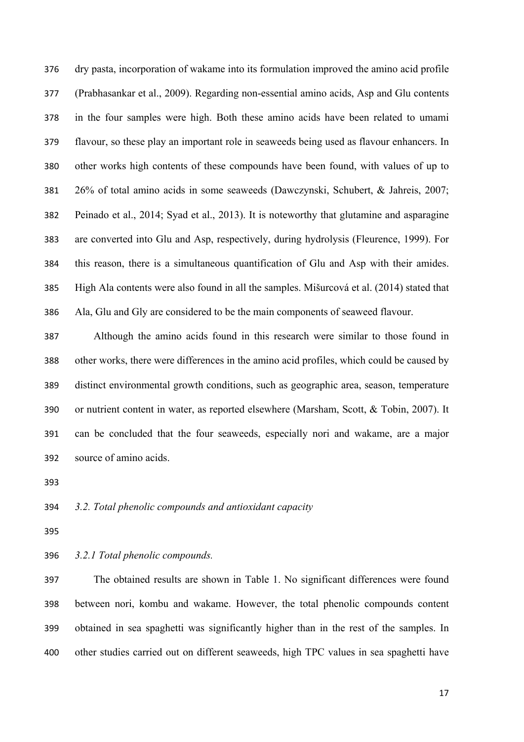dry pasta, incorporation of wakame into its formulation improved the amino acid profile (Prabhasankar et al., 2009). Regarding non-essential amino acids, Asp and Glu contents in the four samples were high. Both these amino acids have been related to umami flavour, so these play an important role in seaweeds being used as flavour enhancers. In other works high contents of these compounds have been found, with values of up to 26% of total amino acids in some seaweeds (Dawczynski, Schubert, & Jahreis, 2007; Peinado et al., 2014; Syad et al., 2013). It is noteworthy that glutamine and asparagine are converted into Glu and Asp, respectively, during hydrolysis (Fleurence, 1999). For this reason, there is a simultaneous quantification of Glu and Asp with their amides. High Ala contents were also found in all the samples. Mišurcová et al. (2014) stated that Ala, Glu and Gly are considered to be the main components of seaweed flavour.

Although the amino acids found in this research were similar to those found in other works, there were differences in the amino acid profiles, which could be caused by distinct environmental growth conditions, such as geographic area, season, temperature or nutrient content in water, as reported elsewhere (Marsham, Scott, & Tobin, 2007). It can be concluded that the four seaweeds, especially nori and wakame, are a major source of amino acids.

### *3.2. Total phenolic compounds and antioxidant capacity*

#### *3.2.1 Total phenolic compounds.*

The obtained results are shown in Table 1. No significant differences were found between nori, kombu and wakame. However, the total phenolic compounds content obtained in sea spaghetti was significantly higher than in the rest of the samples. In other studies carried out on different seaweeds, high TPC values in sea spaghetti have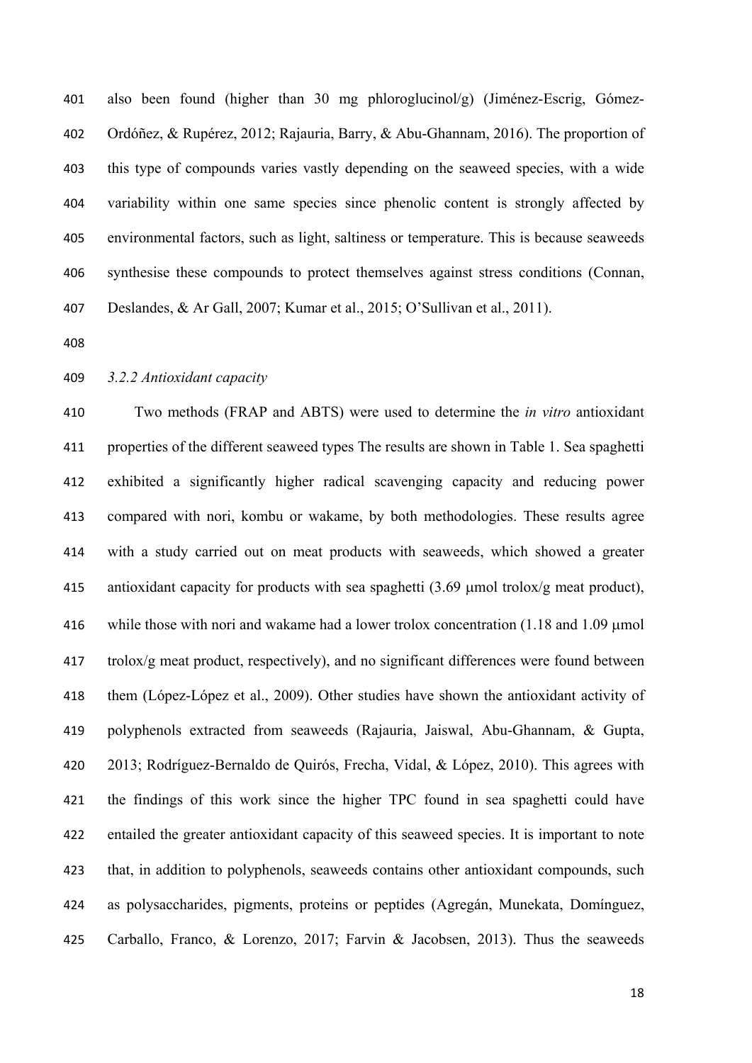also been found (higher than 30 mg phloroglucinol/g) (Jiménez-Escrig, Gómez-Ordóñez, & Rupérez, 2012; Rajauria, Barry, & Abu-Ghannam, 2016). The proportion of this type of compounds varies vastly depending on the seaweed species, with a wide variability within one same species since phenolic content is strongly affected by environmental factors, such as light, saltiness or temperature. This is because seaweeds synthesise these compounds to protect themselves against stress conditions (Connan, Deslandes, & Ar Gall, 2007; Kumar et al., 2015; O'Sullivan et al., 2011).

### *3.2.2 Antioxidant capacity*

Two methods (FRAP and ABTS) were used to determine the *in vitro* antioxidant properties of the different seaweed types The results are shown in Table 1. Sea spaghetti exhibited a significantly higher radical scavenging capacity and reducing power compared with nori, kombu or wakame, by both methodologies. These results agree with a study carried out on meat products with seaweeds, which showed a greater antioxidant capacity for products with sea spaghetti (3.69 μmol trolox/g meat product), while those with nori and wakame had a lower trolox concentration (1.18 and 1.09 μmol trolox/g meat product, respectively), and no significant differences were found between them (López-López et al., 2009). Other studies have shown the antioxidant activity of polyphenols extracted from seaweeds (Rajauria, Jaiswal, Abu-Ghannam, & Gupta, 2013; Rodríguez-Bernaldo de Quirós, Frecha, Vidal, & López, 2010). This agrees with the findings of this work since the higher TPC found in sea spaghetti could have entailed the greater antioxidant capacity of this seaweed species. It is important to note that, in addition to polyphenols, seaweeds contains other antioxidant compounds, such as polysaccharides, pigments, proteins or peptides (Agregán, Munekata, Domínguez, Carballo, Franco, & Lorenzo, 2017; Farvin & Jacobsen, 2013). Thus the seaweeds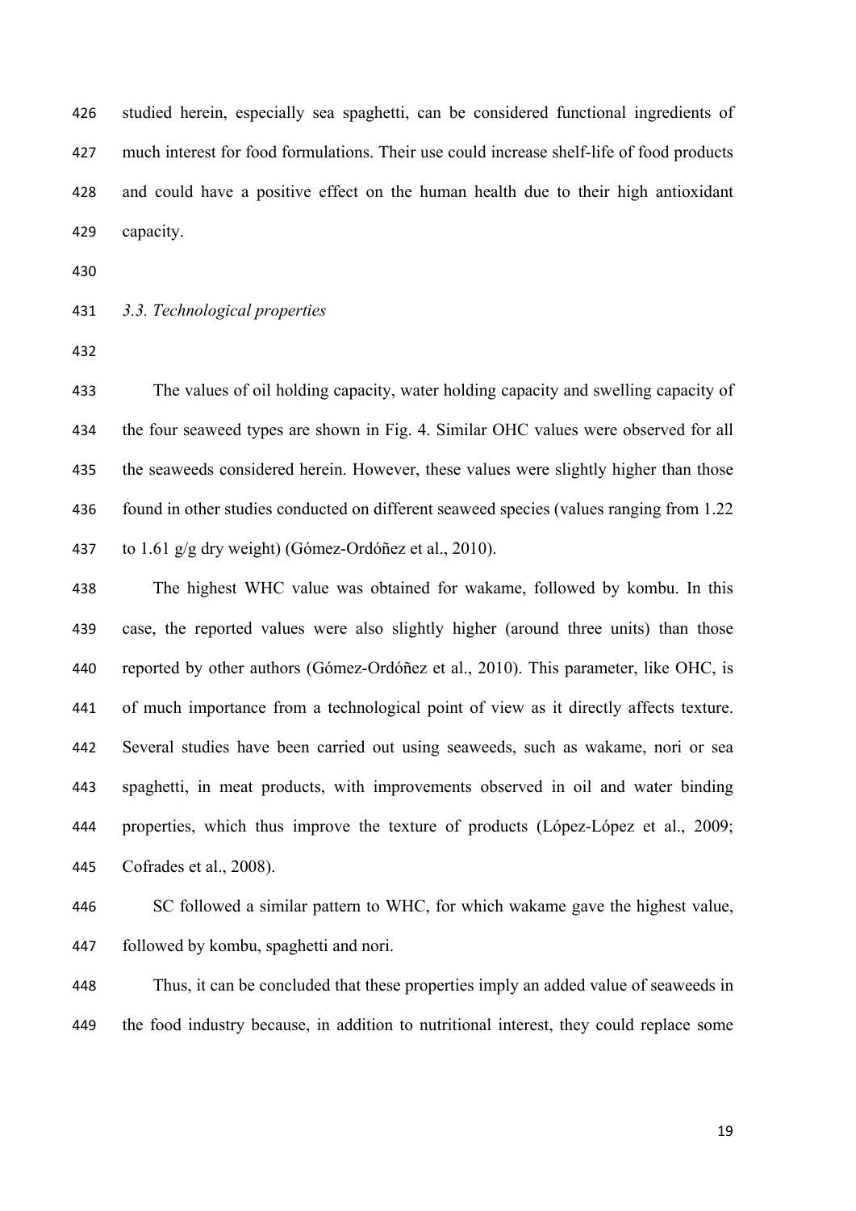studied herein, especially sea spaghetti, can be considered functional ingredients of much interest for food formulations. Their use could increase shelf-life of food products and could have a positive effect on the human health due to their high antioxidant capacity.

### *3.3. Technological properties*

The values of oil holding capacity, water holding capacity and swelling capacity of the four seaweed types are shown in Fig. 4. Similar OHC values were observed for all the seaweeds considered herein. However, these values were slightly higher than those found in other studies conducted on different seaweed species (values ranging from 1.22 to 1.61 g/g dry weight) (Gómez-Ordóñez et al., 2010).

The highest WHC value was obtained for wakame, followed by kombu. In this case, the reported values were also slightly higher (around three units) than those reported by other authors (Gómez-Ordóñez et al., 2010). This parameter, like OHC, is of much importance from a technological point of view as it directly affects texture. Several studies have been carried out using seaweeds, such as wakame, nori or sea spaghetti, in meat products, with improvements observed in oil and water binding properties, which thus improve the texture of products (López-López et al., 2009; Cofrades et al., 2008).

SC followed a similar pattern to WHC, for which wakame gave the highest value, followed by kombu, spaghetti and nori.

Thus, it can be concluded that these properties imply an added value of seaweeds in the food industry because, in addition to nutritional interest, they could replace some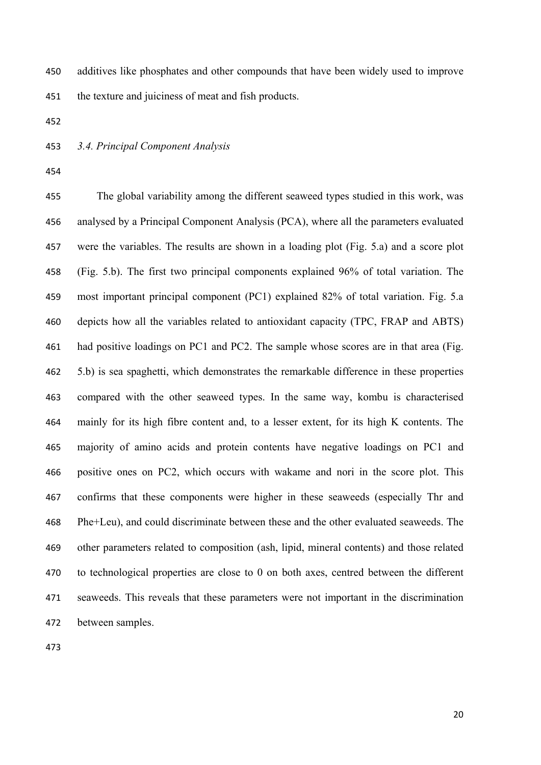additives like phosphates and other compounds that have been widely used to improve the texture and juiciness of meat and fish products.

### *3.4. Principal Component Analysis*

The global variability among the different seaweed types studied in this work, was analysed by a Principal Component Analysis (PCA), where all the parameters evaluated were the variables. The results are shown in a loading plot (Fig. 5.a) and a score plot (Fig. 5.b). The first two principal components explained 96% of total variation. The most important principal component (PC1) explained 82% of total variation. Fig. 5.a depicts how all the variables related to antioxidant capacity (TPC, FRAP and ABTS) had positive loadings on PC1 and PC2. The sample whose scores are in that area (Fig. 5.b) is sea spaghetti, which demonstrates the remarkable difference in these properties compared with the other seaweed types. In the same way, kombu is characterised mainly for its high fibre content and, to a lesser extent, for its high K contents. The majority of amino acids and protein contents have negative loadings on PC1 and positive ones on PC2, which occurs with wakame and nori in the score plot. This confirms that these components were higher in these seaweeds (especially Thr and Phe+Leu), and could discriminate between these and the other evaluated seaweeds. The other parameters related to composition (ash, lipid, mineral contents) and those related to technological properties are close to 0 on both axes, centred between the different seaweeds. This reveals that these parameters were not important in the discrimination between samples.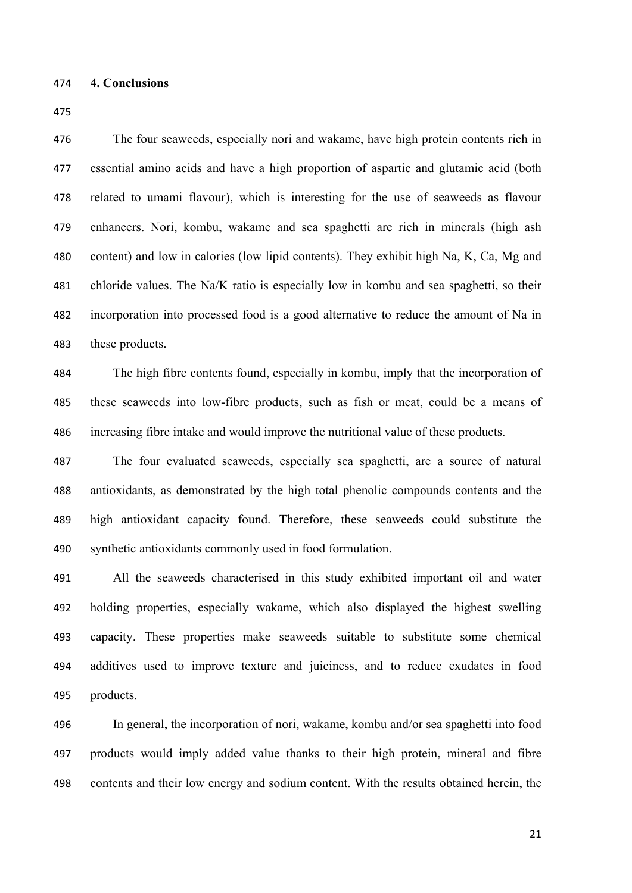## 4. Conclusions

The four seaweeds, especially nori and wakame, have high protein contents rich in essential amino acids and have a high proportion of aspartic and glutamic acid (both related to umami flavour), which is interesting for the use of seaweeds as flavour enhancers. Nori, kombu, wakame and sea spaghetti are rich in minerals (high ash content) and low in calories (low lipid contents). They exhibit high Na, K, Ca, Mg and chloride values. The Na/K ratio is especially low in kombu and sea spaghetti, so their incorporation into processed food is a good alternative to reduce the amount of Na in these products.

The high fibre contents found, especially in kombu, imply that the incorporation of these seaweeds into low-fibre products, such as fish or meat, could be a means of increasing fibre intake and would improve the nutritional value of these products.

The four evaluated seaweeds, especially sea spaghetti, are a source of natural antioxidants, as demonstrated by the high total phenolic compounds contents and the high antioxidant capacity found. Therefore, these seaweeds could substitute the synthetic antioxidants commonly used in food formulation.

All the seaweeds characterised in this study exhibited important oil and water holding properties, especially wakame, which also displayed the highest swelling capacity. These properties make seaweeds suitable to substitute some chemical additives used to improve texture and juiciness, and to reduce exudates in food products.

In general, the incorporation of nori, wakame, kombu and/or sea spaghetti into food products would imply added value thanks to their high protein, mineral and fibre contents and their low energy and sodium content. With the results obtained herein, the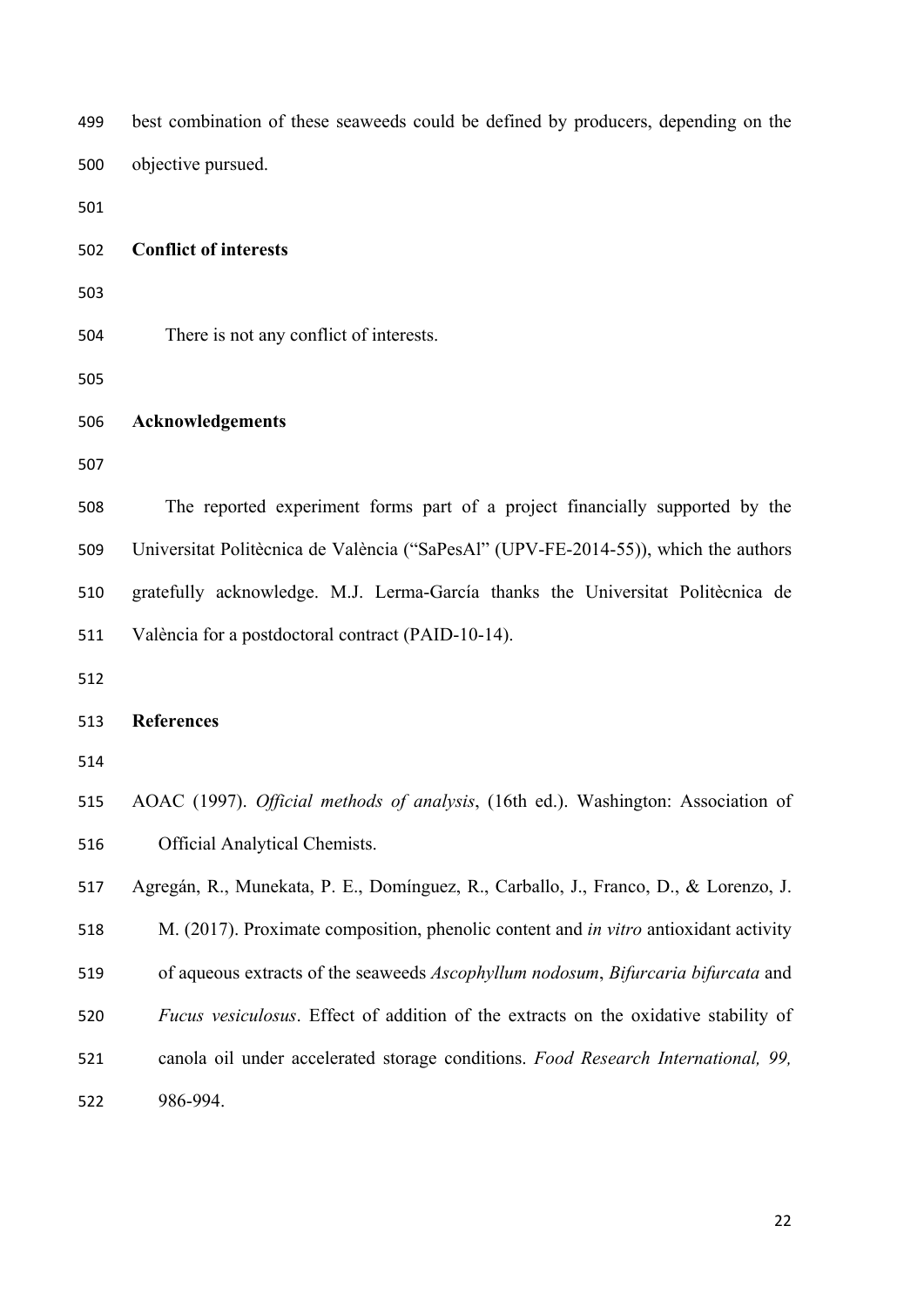best combination of these seaweeds could be defined by producers, depending on the objective pursued.

## Conflict of interests

There is not any conflict of interests.

## Acknowledgements

The reported experiment forms part of a project financially supported by the Universitat Politècnica de València ("SaPesAl" (UPV-FE-2014-55)), which the authors gratefully acknowledge. M.J. Lerma-García thanks the Universitat Politècnica de València for a postdoctoral contract (PAID-10-14).

## References

AOAC (1997). *Official methods of analysis*, (16th ed.). Washington: Association of Official Analytical Chemists.

Agregán, R., Munekata, P. E., Domínguez, R., Carballo, J., Franco, D., & Lorenzo, J. M. (2017). Proximate composition, phenolic content and *in vitro* antioxidant activity of aqueous extracts of the seaweeds *Ascophyllum nodosum*, *Bifurcaria bifurcata* and *Fucus vesiculosus*. Effect of addition of the extracts on the oxidative stability of canola oil under accelerated storage conditions. *Food Research International, 99,* 986-994.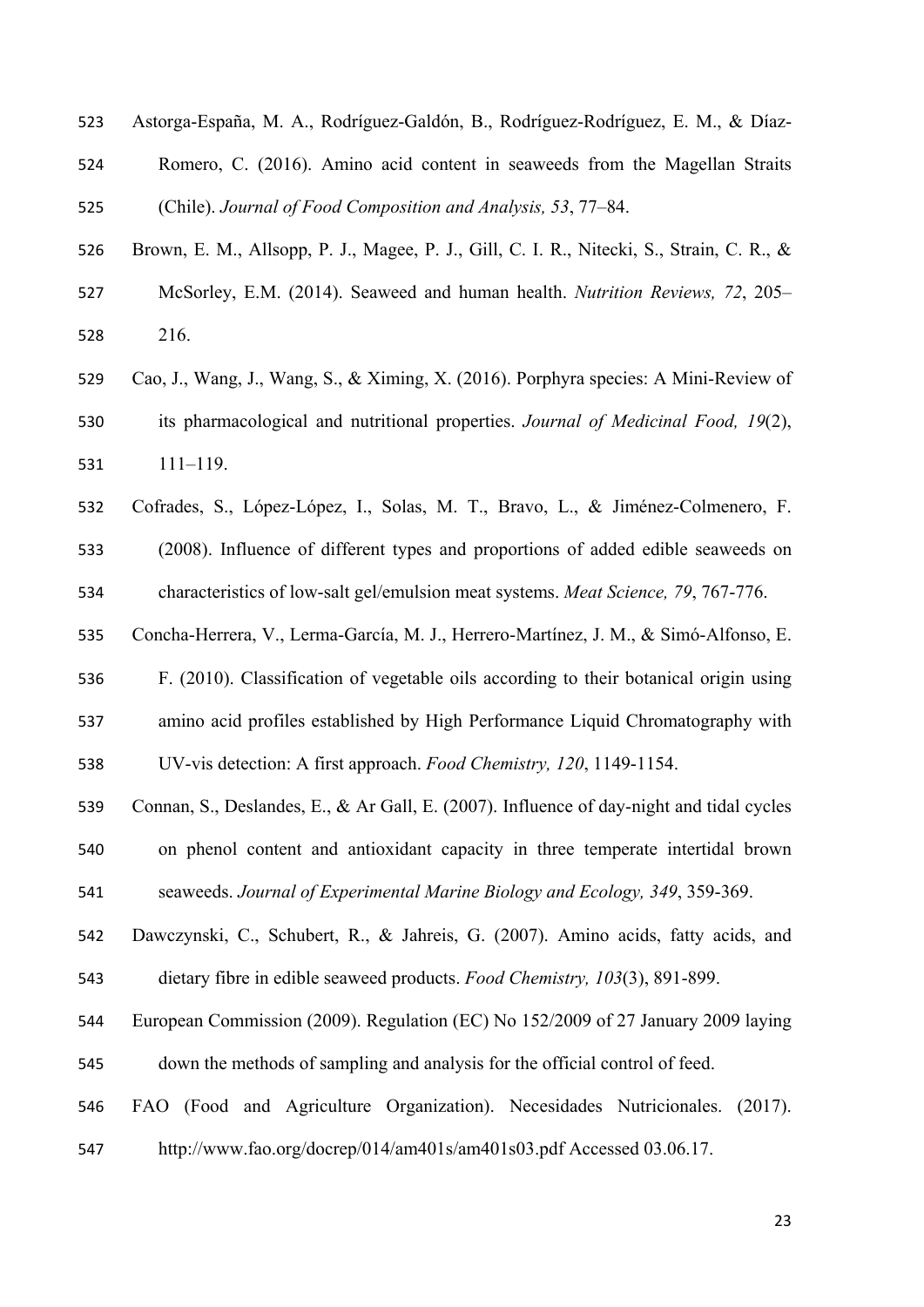Astorga-España, M. A., Rodríguez-Galdón, B., Rodríguez-Rodríguez, E. M., & Díaz-Romero, C. (2016). Amino acid content in seaweeds from the Magellan Straits (Chile). *Journal of Food Composition and Analysis, 53*, 77–84.

Brown, E. M., Allsopp, P. J., Magee, P. J., Gill, C. I. R., Nitecki, S., Strain, C. R., & McSorley, E.M. (2014). Seaweed and human health. *Nutrition Reviews, 72*, 205–216.

Cao, J., Wang, J., Wang, S., & Ximing, X. (2016). Porphyra species: A Mini-Review of its pharmacological and nutritional properties. *Journal of Medicinal Food, 19*(2), 111–119.

Cofrades, S., López-López, I., Solas, M. T., Bravo, L., & Jiménez-Colmenero, F. (2008). Influence of different types and proportions of added edible seaweeds on characteristics of low-salt gel/emulsion meat systems. *Meat Science, 79*, 767-776.

Concha-Herrera, V., Lerma-García, M. J., Herrero-Martínez, J. M., & Simó-Alfonso, E. F. (2010). Classification of vegetable oils according to their botanical origin using amino acid profiles established by High Performance Liquid Chromatography with UV-vis detection: A first approach. *Food Chemistry, 120*, 1149-1154.

Connan, S., Deslandes, E., & Ar Gall, E. (2007). Influence of day-night and tidal cycles on phenol content and antioxidant capacity in three temperate intertidal brown seaweeds. *Journal of Experimental Marine Biology and Ecology, 349*, 359-369.

Dawczynski, C., Schubert, R., & Jahreis, G. (2007). Amino acids, fatty acids, and dietary fibre in edible seaweed products. *Food Chemistry, 103*(3), 891-899.

European Commission (2009). Regulation (EC) No 152/2009 of 27 January 2009 laying down the methods of sampling and analysis for the official control of feed.

FAO (Food and Agriculture Organization). Necesidades Nutricionales. (2017). http://www.fao.org/docrep/014/am401s/am401s03.pdf Accessed 03.06.17.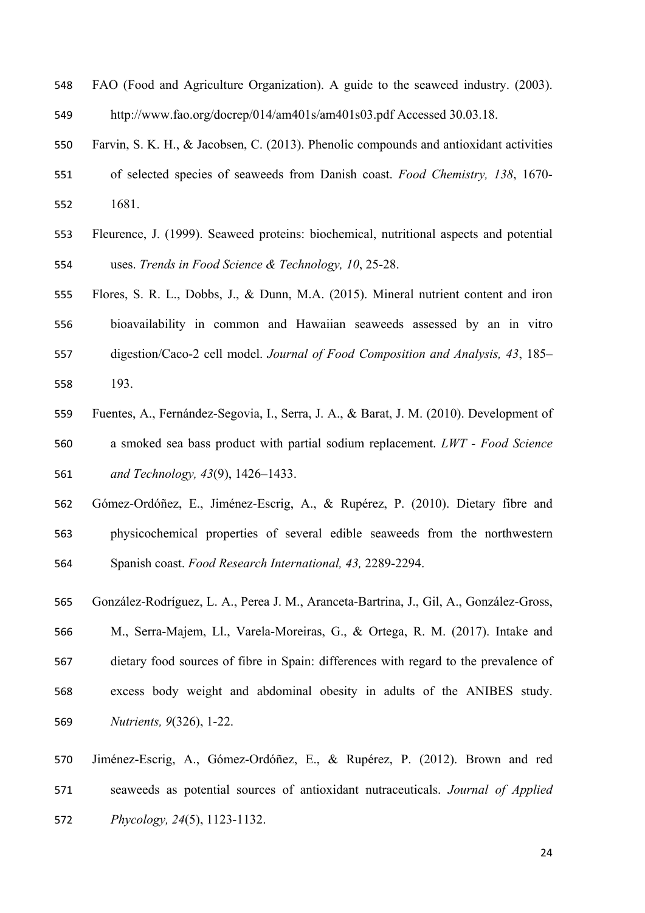FAO (Food and Agriculture Organization). A guide to the seaweed industry. (2003). http://www.fao.org/docrep/014/am401s/am401s03.pdf Accessed 30.03.18.

Farvin, S. K. H., & Jacobsen, C. (2013). Phenolic compounds and antioxidant activities of selected species of seaweeds from Danish coast. *Food Chemistry, 138*, 1670-1681.

Fleurence, J. (1999). Seaweed proteins: biochemical, nutritional aspects and potential uses. *Trends in Food Science & Technology, 10*, 25-28.

Flores, S. R. L., Dobbs, J., & Dunn, M.A. (2015). Mineral nutrient content and iron bioavailability in common and Hawaiian seaweeds assessed by an in vitro digestion/Caco-2 cell model. *Journal of Food Composition and Analysis, 43*, 185–193.

Fuentes, A., Fernández-Segovia, I., Serra, J. A., & Barat, J. M. (2010). Development of a smoked sea bass product with partial sodium replacement. *LWT - Food Science and Technology, 43*(9), 1426–1433.

Gómez-Ordóñez, E., Jiménez-Escrig, A., & Rupérez, P. (2010). Dietary fibre and physicochemical properties of several edible seaweeds from the northwestern Spanish coast. *Food Research International, 43,* 2289-2294.

González-Rodríguez, L. A., Perea J. M., Aranceta-Bartrina, J., Gil, A., González-Gross, M., Serra-Majem, Ll., Varela-Moreiras, G., & Ortega, R. M. (2017). Intake and dietary food sources of fibre in Spain: differences with regard to the prevalence of excess body weight and abdominal obesity in adults of the ANIBES study. *Nutrients, 9*(326), 1-22.

Jiménez-Escrig, A., Gómez-Ordóñez, E., & Rupérez, P. (2012). Brown and red seaweeds as potential sources of antioxidant nutraceuticals. *Journal of Applied Phycology, 24*(5), 1123-1132.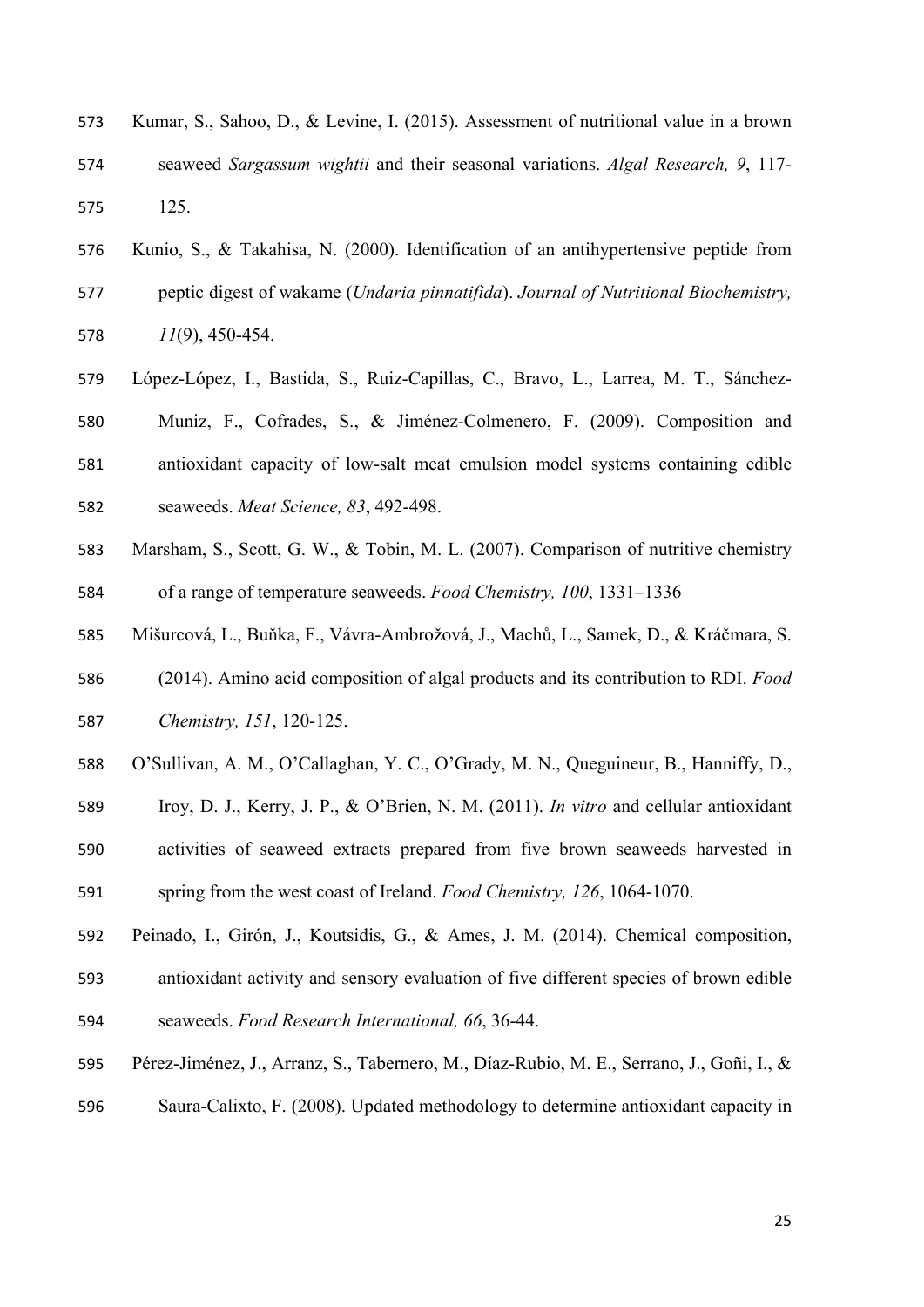Kumar, S., Sahoo, D., & Levine, I. (2015). Assessment of nutritional value in a brown seaweed *Sargassum wightii* and their seasonal variations. *Algal Research, 9*, 117-125.

Kunio, S., & Takahisa, N. (2000). Identification of an antihypertensive peptide from peptic digest of wakame (*Undaria pinnatifida*). *Journal of Nutritional Biochemistry, 11*(9), 450-454.

López-López, I., Bastida, S., Ruiz-Capillas, C., Bravo, L., Larrea, M. T., Sánchez-Muniz, F., Cofrades, S., & Jiménez-Colmenero, F. (2009). Composition and antioxidant capacity of low-salt meat emulsion model systems containing edible seaweeds. *Meat Science, 83*, 492-498.

Marsham, S., Scott, G. W., & Tobin, M. L. (2007). Comparison of nutritive chemistry of a range of temperature seaweeds. *Food Chemistry, 100*, 1331–1336

Mišurcová, L., Buňka, F., Vávra-Ambrožová, J., Machů, L., Samek, D., & Kráčmara, S. (2014). Amino acid composition of algal products and its contribution to RDI. *Food Chemistry, 151*, 120-125.

O'Sullivan, A. M., O'Callaghan, Y. C., O'Grady, M. N., Queguineur, B., Hanniffy, D., Iroy, D. J., Kerry, J. P., & O'Brien, N. M. (2011). *In vitro* and cellular antioxidant activities of seaweed extracts prepared from five brown seaweeds harvested in spring from the west coast of Ireland. *Food Chemistry, 126*, 1064-1070.

Peinado, I., Girón, J., Koutsidis, G., & Ames, J. M. (2014). Chemical composition, antioxidant activity and sensory evaluation of five different species of brown edible seaweeds. *Food Research International, 66*, 36-44.

Pérez-Jiménez, J., Arranz, S., Tabernero, M., Díaz-Rubio, M. E., Serrano, J., Goñi, I., & Saura-Calixto, F. (2008). Updated methodology to determine antioxidant capacity in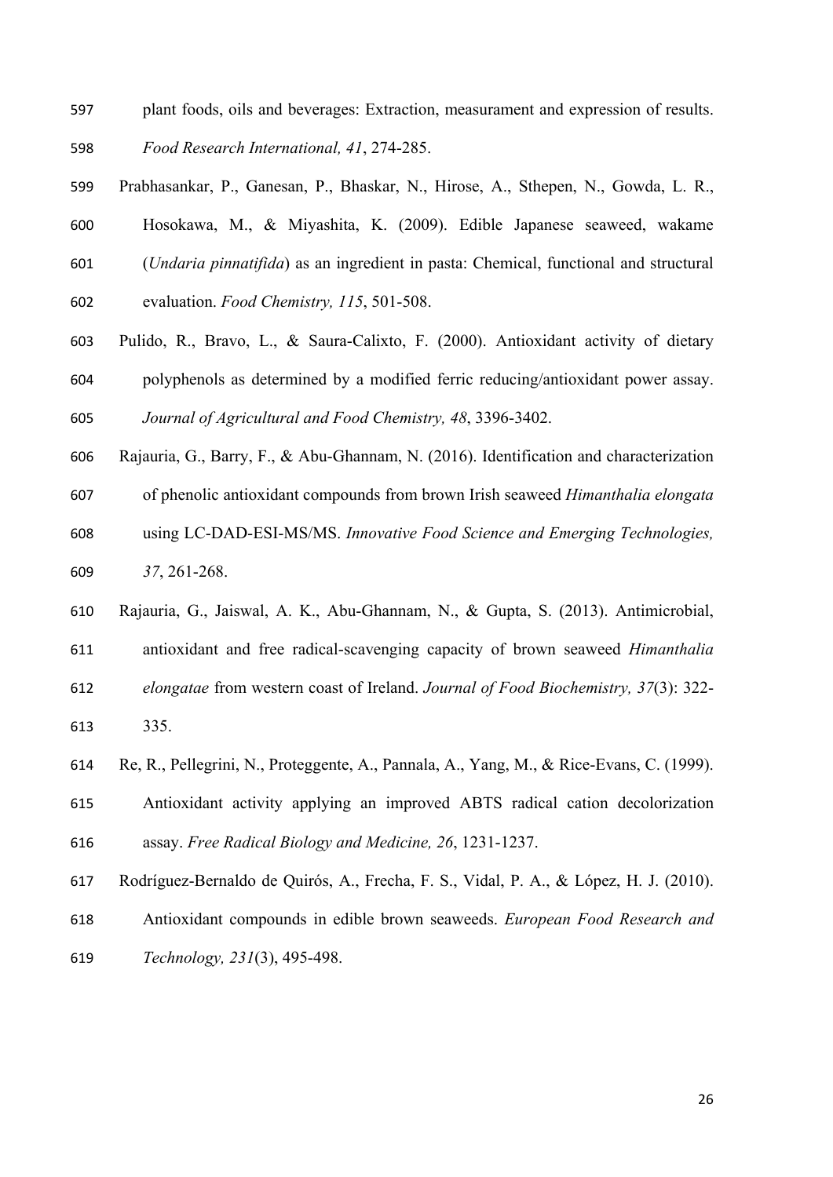plant foods, oils and beverages: Extraction, measurament and expression of results. *Food Research International, 41*, 274-285.

Prabhasankar, P., Ganesan, P., Bhaskar, N., Hirose, A., Sthepen, N., Gowda, L. R., Hosokawa, M., & Miyashita, K. (2009). Edible Japanese seaweed, wakame (*Undaria pinnatifida*) as an ingredient in pasta: Chemical, functional and structural evaluation. *Food Chemistry, 115*, 501-508.

Pulido, R., Bravo, L., & Saura-Calixto, F. (2000). Antioxidant activity of dietary polyphenols as determined by a modified ferric reducing/antioxidant power assay. *Journal of Agricultural and Food Chemistry, 48*, 3396-3402.

Rajauria, G., Barry, F., & Abu-Ghannam, N. (2016). Identification and characterization of phenolic antioxidant compounds from brown Irish seaweed *Himanthalia elongata* using LC-DAD-ESI-MS/MS. *Innovative Food Science and Emerging Technologies, 37*, 261-268.

Rajauria, G., Jaiswal, A. K., Abu-Ghannam, N., & Gupta, S. (2013). Antimicrobial, antioxidant and free radical-scavenging capacity of brown seaweed *Himanthalia elongatae* from western coast of Ireland. *Journal of Food Biochemistry, 37*(3): 322-335.

Re, R., Pellegrini, N., Proteggente, A., Pannala, A., Yang, M., & Rice-Evans, C. (1999). Antioxidant activity applying an improved ABTS radical cation decolorization assay. *Free Radical Biology and Medicine, 26*, 1231-1237.

Rodríguez-Bernaldo de Quirós, A., Frecha, F. S., Vidal, P. A., & López, H. J. (2010). Antioxidant compounds in edible brown seaweeds. *European Food Research and Technology, 231*(3), 495-498.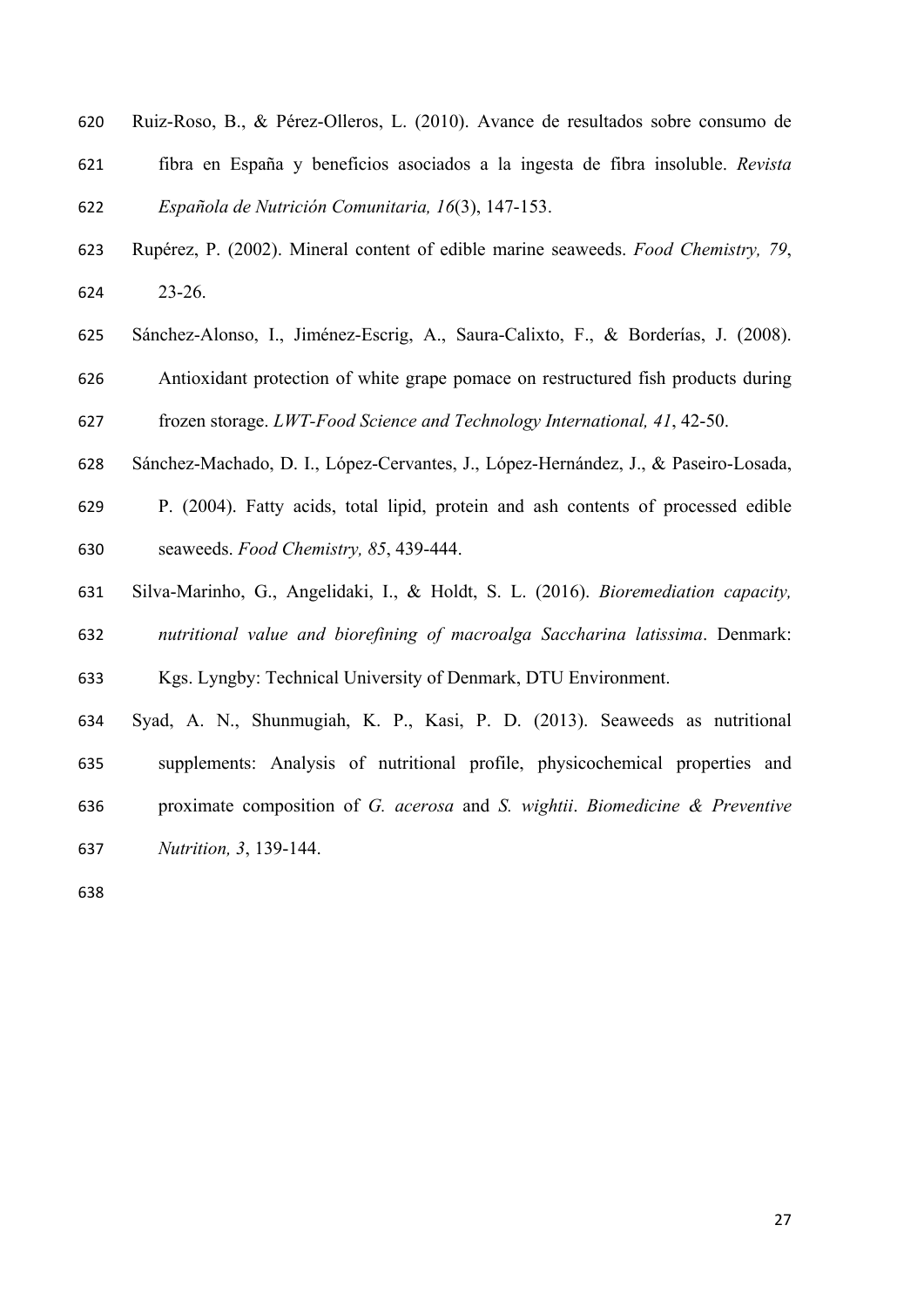Ruiz-Roso, B., & Pérez-Olleros, L. (2010). Avance de resultados sobre consumo de fibra en España y beneficios asociados a la ingesta de fibra insoluble. *Revista Española de Nutrición Comunitaria, 16*(3), 147-153.

Rupérez, P. (2002). Mineral content of edible marine seaweeds. *Food Chemistry, 79*, 23-26.

Sánchez-Alonso, I., Jiménez-Escrig, A., Saura-Calixto, F., & Borderías, J. (2008). Antioxidant protection of white grape pomace on restructured fish products during frozen storage. *LWT-Food Science and Technology International, 41*, 42-50.

Sánchez-Machado, D. I., López-Cervantes, J., López-Hernández, J., & Paseiro-Losada, P. (2004). Fatty acids, total lipid, protein and ash contents of processed edible seaweeds. *Food Chemistry, 85*, 439-444.

Silva-Marinho, G., Angelidaki, I., & Holdt, S. L. (2016). *Bioremediation capacity, nutritional value and biorefining of macroalga Saccharina latissima*. Denmark: Kgs. Lyngby: Technical University of Denmark, DTU Environment.

Syad, A. N., Shunmugiah, K. P., Kasi, P. D. (2013). Seaweeds as nutritional supplements: Analysis of nutritional profile, physicochemical properties and proximate composition of *G. acerosa* and *S. wightii*. *Biomedicine & Preventive Nutrition, 3*, 139-144.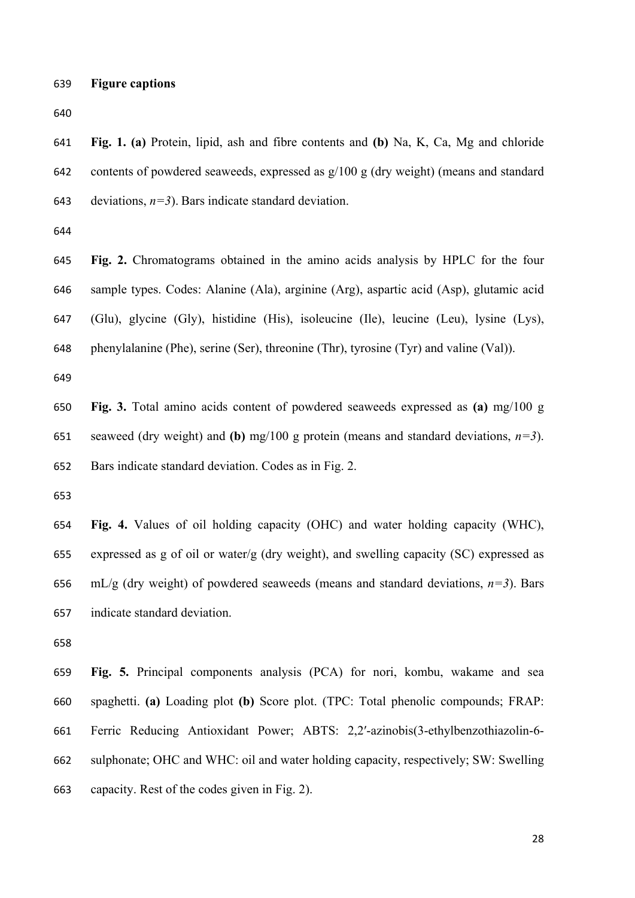**Figure captions**

**Fig. 1. (a)** Protein, lipid, ash and fibre contents and **(b)** Na, K, Ca, Mg and chloride contents of powdered seaweeds, expressed as g/100 g (dry weight) (means and standard deviations, *n=3*). Bars indicate standard deviation.

**Fig. 2.** Chromatograms obtained in the amino acids analysis by HPLC for the four sample types. Codes: Alanine (Ala), arginine (Arg), aspartic acid (Asp), glutamic acid (Glu), glycine (Gly), histidine (His), isoleucine (Ile), leucine (Leu), lysine (Lys), phenylalanine (Phe), serine (Ser), threonine (Thr), tyrosine (Tyr) and valine (Val)).

**Fig. 3.** Total amino acids content of powdered seaweeds expressed as **(a)** mg/100 g seaweed (dry weight) and **(b)** mg/100 g protein (means and standard deviations, *n=3*). Bars indicate standard deviation. Codes as in Fig. 2.

**Fig. 4.** Values of oil holding capacity (OHC) and water holding capacity (WHC), expressed as g of oil or water/g (dry weight), and swelling capacity (SC) expressed as mL/g (dry weight) of powdered seaweeds (means and standard deviations, *n=3*). Bars indicate standard deviation.

**Fig. 5.** Principal components analysis (PCA) for nori, kombu, wakame and sea spaghetti. **(a)** Loading plot **(b)** Score plot. (TPC: Total phenolic compounds; FRAP: Ferric Reducing Antioxidant Power; ABTS: 2,2′-azinobis(3-ethylbenzothiazolin-6-sulphonate; OHC and WHC: oil and water holding capacity, respectively; SW: Swelling capacity. Rest of the codes given in Fig. 2).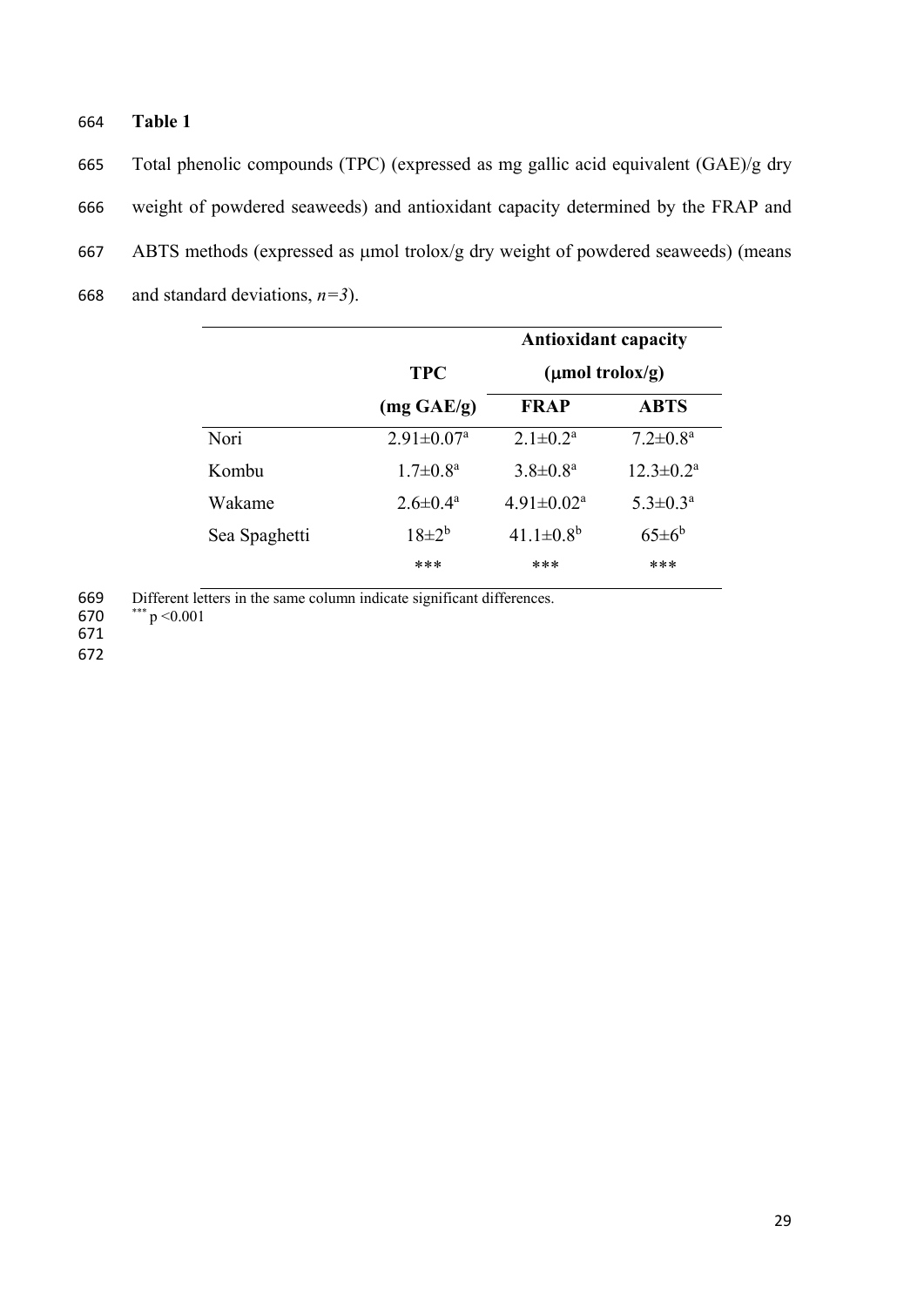**Table 1**

Total phenolic compounds (TPC) (expressed as mg gallic acid equivalent (GAE)/g dry weight of powdered seaweeds) and antioxidant capacity determined by the FRAP and ABTS methods (expressed as μmol trolox/g dry weight of powdered seaweeds) (means and standard deviations, *n=3*).

| | TPC | Antioxidant capacity (μmol trolox/g) | |
|---|---|---|---|
| | (mg GAE/g) | FRAP | ABTS |
| Nori | $2.91 \pm 0.07^{a}$ | $2.1 \pm 0.2^{a}$ | $7.2 \pm 0.8^{a}$ |
| Kombu | $1.7 \pm 0.8^{a}$ | $3.8 \pm 0.8^{a}$ | $12.3 \pm 0.2^{a}$ |
| Wakame | $2.6 \pm 0.4^{a}$ | $4.91 \pm 0.02^{a}$ | $5.3 \pm 0.3^{a}$ |
| Sea Spaghetti | $18 \pm 2^{b}$ | $41.1 \pm 0.8^{b}$ | $65 \pm 6^{b}$ |
| | *** | *** | *** |

Different letters in the same column indicate significant differences.
*** $p < 0.001$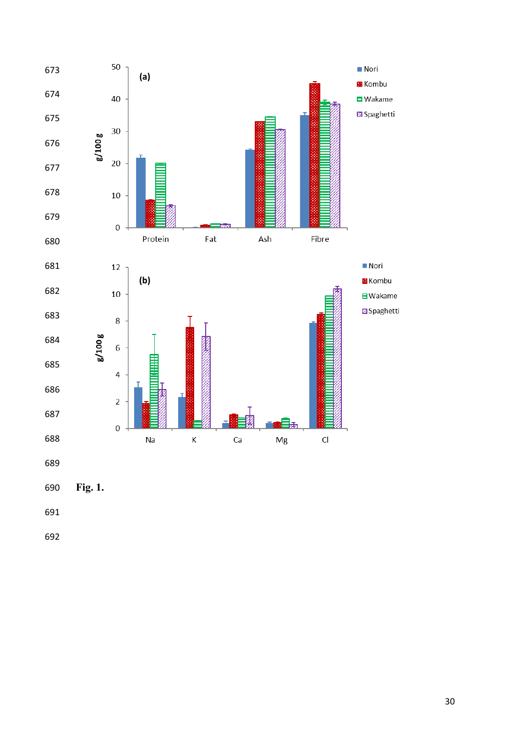Fig. 1.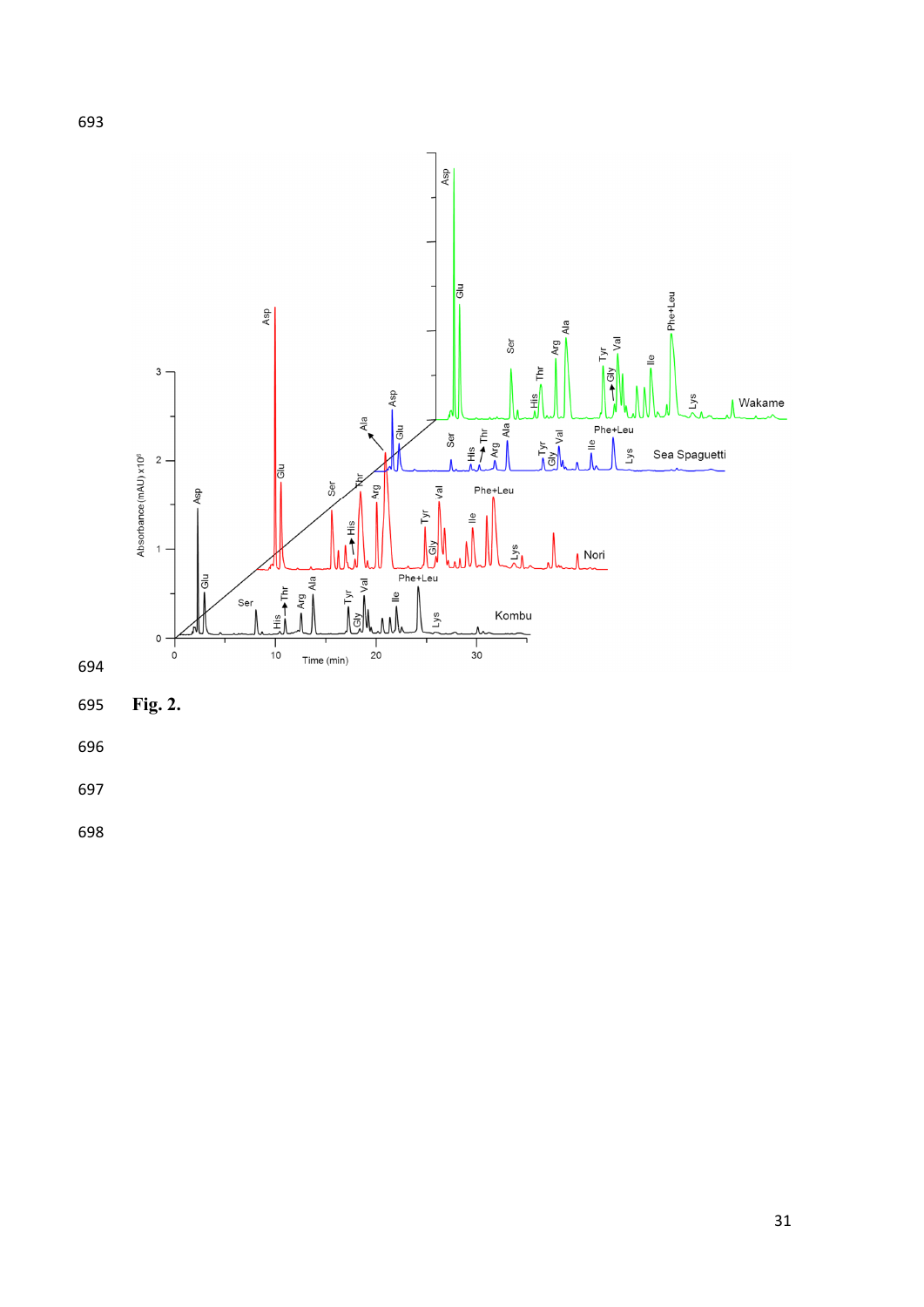Fig. 2.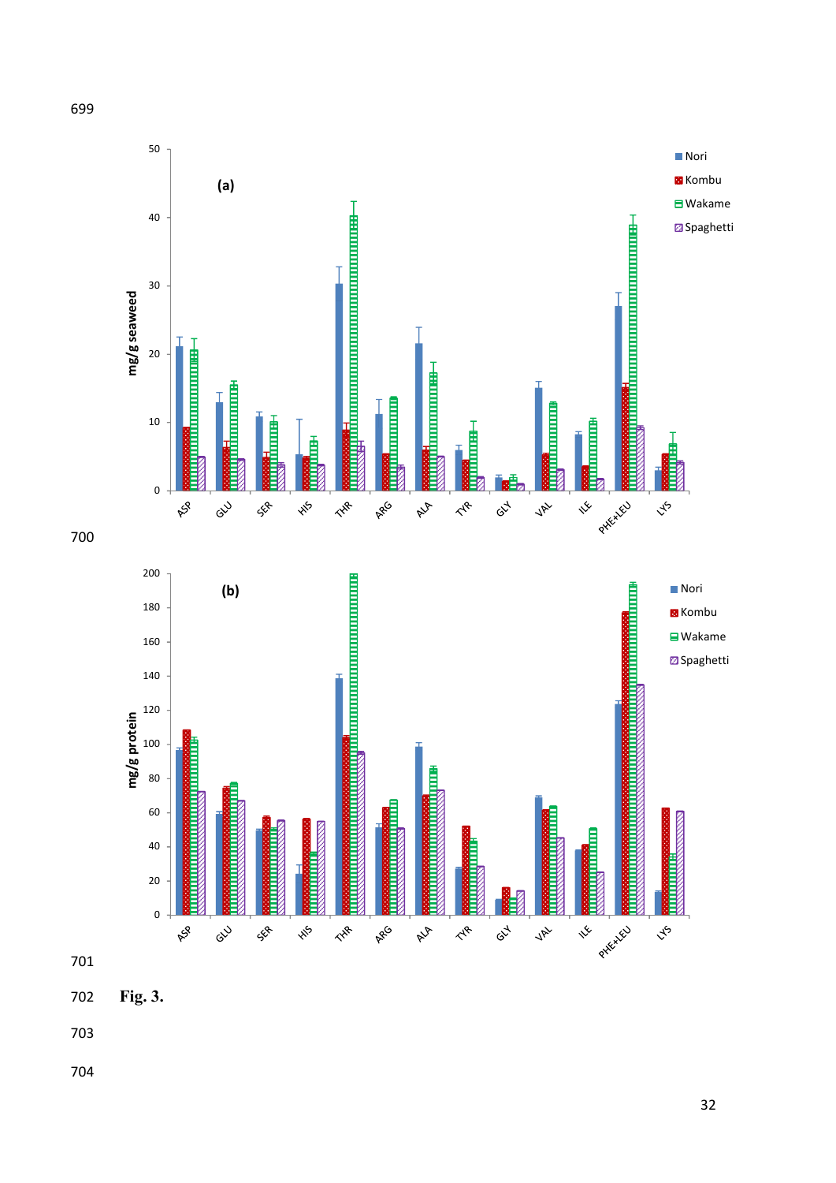**Fig. 3.**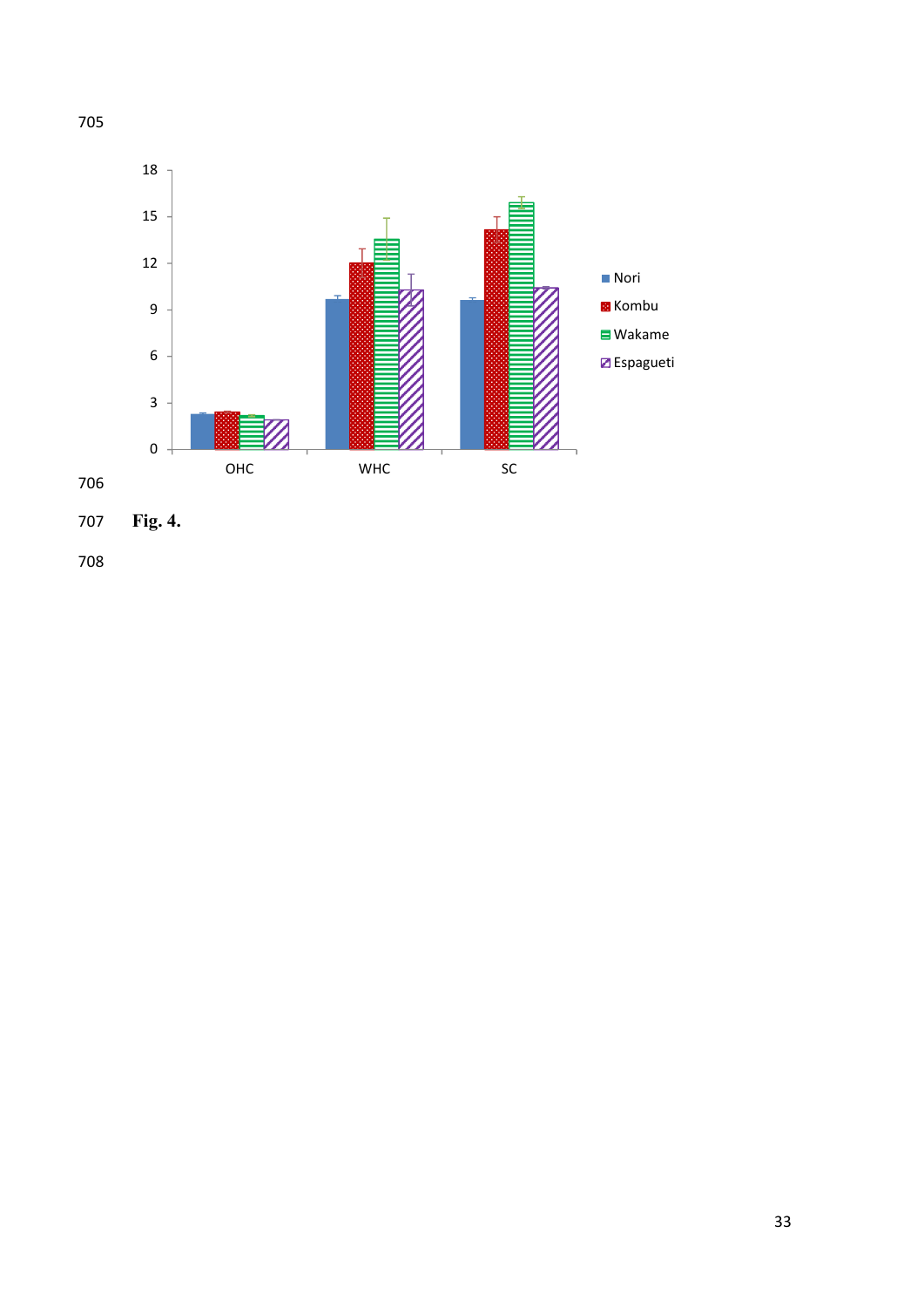Fig. 4.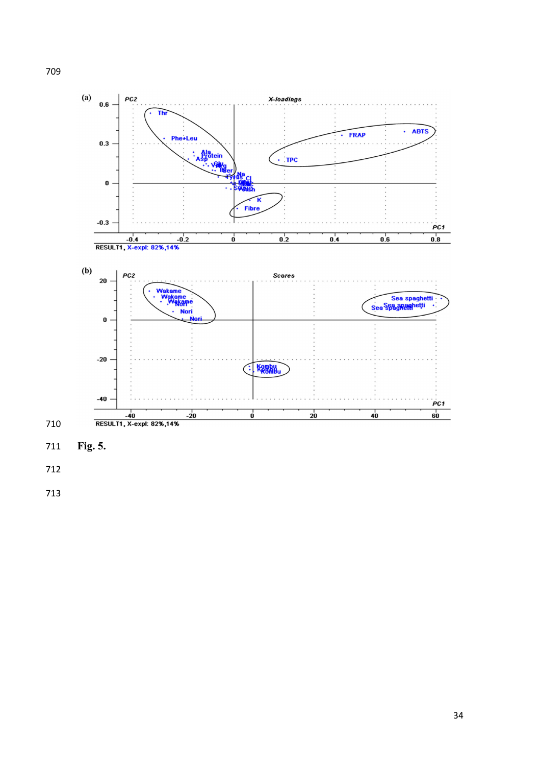(a)

PC2

X-loadings

0.6

0.3

0

-0.3

Thr

Phe+Leu

Ala

Protein

Asp

Glu

Val

Arg

Ile

Ser

Na

Tyr

His

Cl

Mg

Zn

Mn

Ca

Cu

Fe

Ash

Sol

K

Fibre

FRAP

ABTS

TPC

PC1

-0.4

-0.2

0

0.2

0.4

0.6

0.8

RESULT1, X-expl: 82%,14%

(b)

PC2

Scores

20

0

-20

-40

Wakame

Wakame

Wakame

Nori

Nori

Nori

Sea spaghetti

Sea spaghetti

Sea spaghetti

Kombu

Kombu

Kombu

PC1

-40

-20

0

20

40

60

RESULT1, X-expl: 82%,14%

**Fig. 5.**